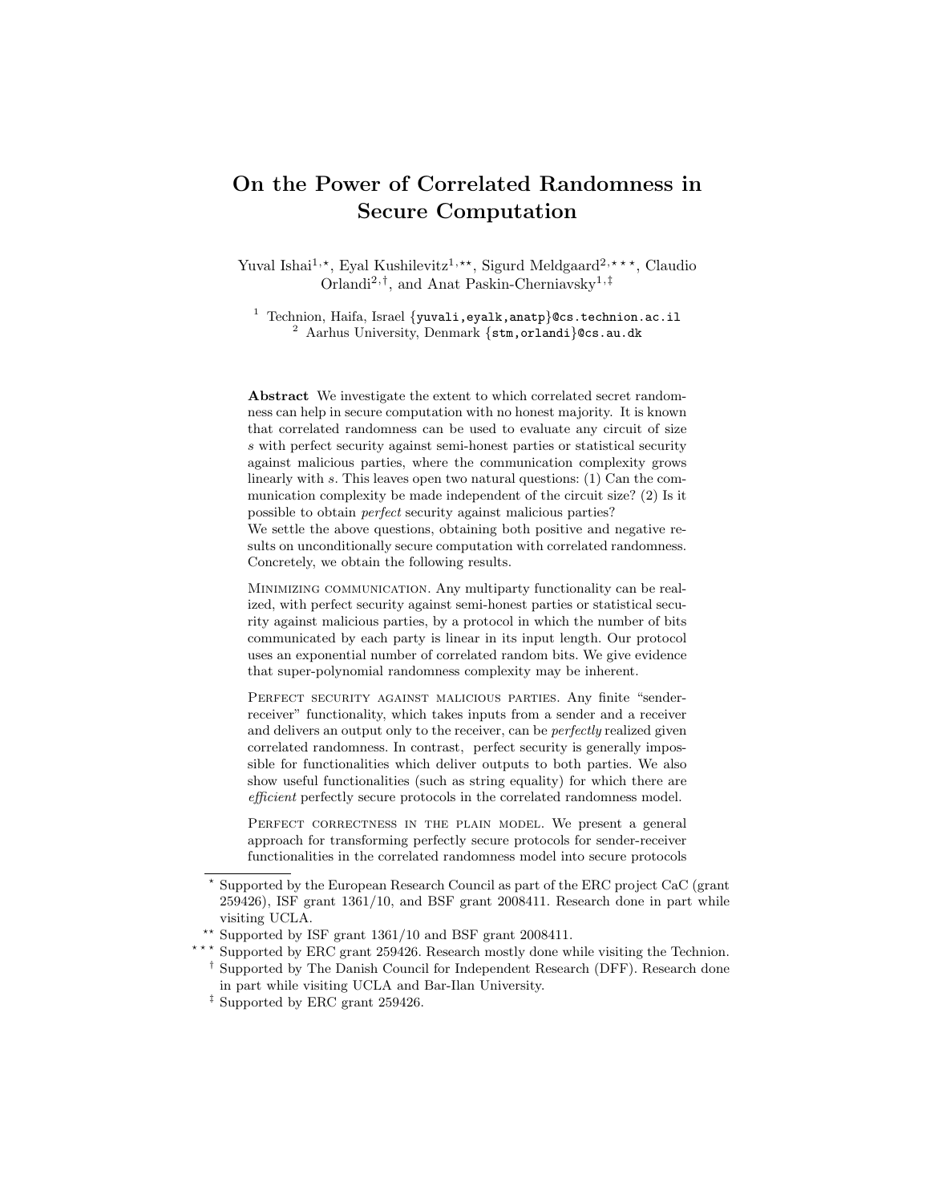# On the Power of Correlated Randomness in Secure Computation

Yuval Ishai[1,⋆], Eyal Kushilevitz[1,⋆⋆], Sigurd Meldgaard[2,⋆⋆⋆], Claudio Orlandi[2,†], and Anat Paskin-Cherniavsky[1,‡]

[1] Technion, Haifa, Israel {yuvali,eyalk,anatp}@cs.technion.ac.il
[2] Aarhus University, Denmark {stm,orlandi}@cs.au.dk

**Abstract** We investigate the extent to which correlated secret randomness can help in secure computation with no honest majority. It is known that correlated randomness can be used to evaluate any circuit of size $s$ with perfect security against semi-honest parties or statistical security against malicious parties, where the communication complexity grows linearly with $s$. This leaves open two natural questions: (1) Can the communication complexity be made independent of the circuit size? (2) Is it possible to obtain *perfect* security against malicious parties?

We settle the above questions, obtaining both positive and negative results on unconditionally secure computation with correlated randomness. Concretely, we obtain the following results.

Minimizing communication. Any multiparty functionality can be realized, with perfect security against semi-honest parties or statistical security against malicious parties, by a protocol in which the number of bits communicated by each party is linear in its input length. Our protocol uses an exponential number of correlated random bits. We give evidence that super-polynomial randomness complexity may be inherent.

Perfect security against malicious parties. Any finite "sender-receiver" functionality, which takes inputs from a sender and a receiver and delivers an output only to the receiver, can be *perfectly* realized given correlated randomness. In contrast, perfect security is generally impossible for functionalities which deliver outputs to both parties. We also show useful functionalities (such as string equality) for which there are *efficient* perfectly secure protocols in the correlated randomness model.

Perfect correctness in the plain model. We present a general approach for transforming perfectly secure protocols for sender-receiver functionalities in the correlated randomness model into secure protocols

---

⋆ Supported by the European Research Council as part of the ERC project CaC (grant 259426), ISF grant 1361/10, and BSF grant 2008411. Research done in part while visiting UCLA.

⋆⋆ Supported by ISF grant 1361/10 and BSF grant 2008411.

⋆⋆⋆ Supported by ERC grant 259426. Research mostly done while visiting the Technion.

† Supported by The Danish Council for Independent Research (DFF). Research done in part while visiting UCLA and Bar-Ilan University.

‡ Supported by ERC grant 259426.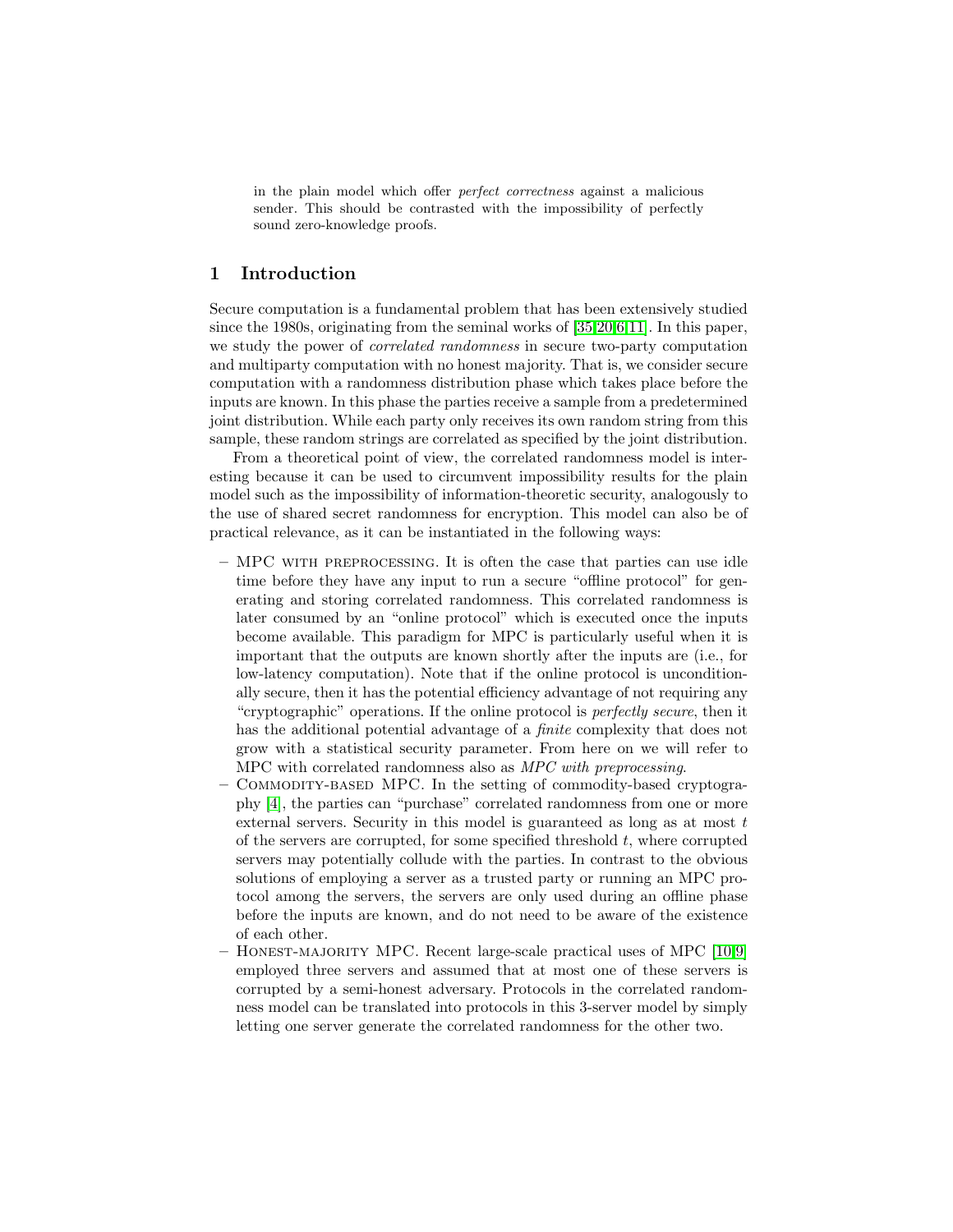in the plain model which offer *perfect correctness* against a malicious sender. This should be contrasted with the impossibility of perfectly sound zero-knowledge proofs.

## 1 Introduction

Secure computation is a fundamental problem that has been extensively studied since the 1980s, originating from the seminal works of [35,20,6,11]. In this paper, we study the power of *correlated randomness* in secure two-party computation and multiparty computation with no honest majority. That is, we consider secure computation with a randomness distribution phase which takes place before the inputs are known. In this phase the parties receive a sample from a predetermined joint distribution. While each party only receives its own random string from this sample, these random strings are correlated as specified by the joint distribution.

From a theoretical point of view, the correlated randomness model is interesting because it can be used to circumvent impossibility results for the plain model such as the impossibility of information-theoretic security, analogously to the use of shared secret randomness for encryption. This model can also be of practical relevance, as it can be instantiated in the following ways:

- MPC with preprocessing. It is often the case that parties can use idle time before they have any input to run a secure "offline protocol" for generating and storing correlated randomness. This correlated randomness is later consumed by an "online protocol" which is executed once the inputs become available. This paradigm for MPC is particularly useful when it is important that the outputs are known shortly after the inputs are (i.e., for low-latency computation). Note that if the online protocol is unconditionally secure, then it has the potential efficiency advantage of not requiring any "cryptographic" operations. If the online protocol is *perfectly secure*, then it has the additional potential advantage of a *finite* complexity that does not grow with a statistical security parameter. From here on we will refer to MPC with correlated randomness also as *MPC with preprocessing*.
- Commodity-based MPC. In the setting of commodity-based cryptography [4], the parties can "purchase" correlated randomness from one or more external servers. Security in this model is guaranteed as long as at most $t$ of the servers are corrupted, for some specified threshold $t$, where corrupted servers may potentially collude with the parties. In contrast to the obvious solutions of employing a server as a trusted party or running an MPC protocol among the servers, the servers are only used during an offline phase before the inputs are known, and do not need to be aware of the existence of each other.
- Honest-majority MPC. Recent large-scale practical uses of MPC [10,9] employed three servers and assumed that at most one of these servers is corrupted by a semi-honest adversary. Protocols in the correlated randomness model can be translated into protocols in this 3-server model by simply letting one server generate the correlated randomness for the other two.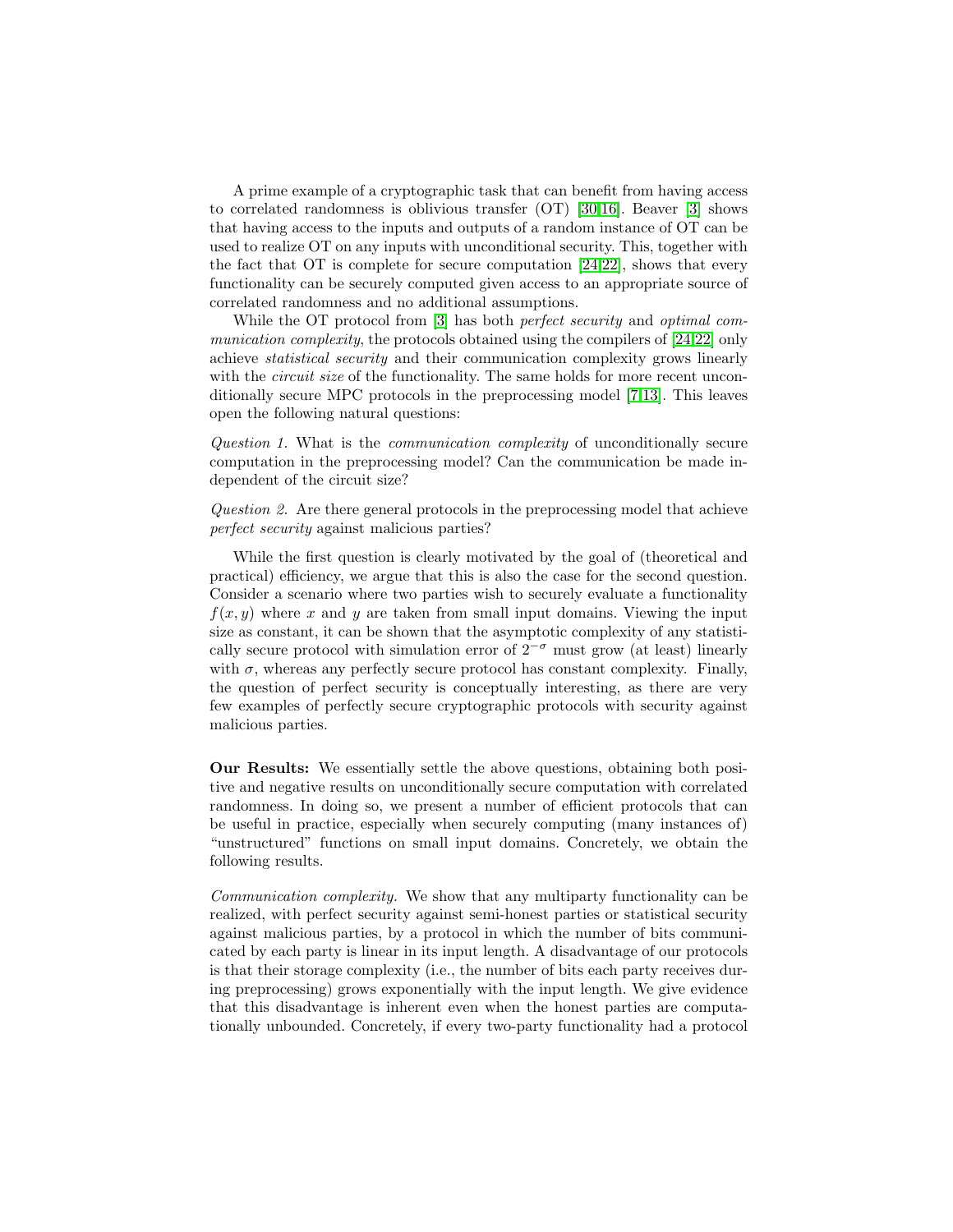A prime example of a cryptographic task that can benefit from having access to correlated randomness is oblivious transfer (OT) [30,16]. Beaver [3] shows that having access to the inputs and outputs of a random instance of OT can be used to realize OT on any inputs with unconditional security. This, together with the fact that OT is complete for secure computation [24,22], shows that every functionality can be securely computed given access to an appropriate source of correlated randomness and no additional assumptions.

While the OT protocol from [3] has both *perfect security* and *optimal communication complexity*, the protocols obtained using the compilers of [24,22] only achieve *statistical security* and their communication complexity grows linearly with the *circuit size* of the functionality. The same holds for more recent unconditionally secure MPC protocols in the preprocessing model [7,13]. This leaves open the following natural questions:

*Question 1.* What is the *communication complexity* of unconditionally secure computation in the preprocessing model? Can the communication be made independent of the circuit size?

*Question 2.* Are there general protocols in the preprocessing model that achieve *perfect security* against malicious parties?

While the first question is clearly motivated by the goal of (theoretical and practical) efficiency, we argue that this is also the case for the second question. Consider a scenario where two parties wish to securely evaluate a functionality $f(x, y)$ where $x$ and $y$ are taken from small input domains. Viewing the input size as constant, it can be shown that the asymptotic complexity of any statistically secure protocol with simulation error of $2^{-\sigma}$ must grow (at least) linearly with $\sigma$, whereas any perfectly secure protocol has constant complexity. Finally, the question of perfect security is conceptually interesting, as there are very few examples of perfectly secure cryptographic protocols with security against malicious parties.

**Our Results:** We essentially settle the above questions, obtaining both positive and negative results on unconditionally secure computation with correlated randomness. In doing so, we present a number of efficient protocols that can be useful in practice, especially when securely computing (many instances of) "unstructured" functions on small input domains. Concretely, we obtain the following results.

*Communication complexity.* We show that any multiparty functionality can be realized, with perfect security against semi-honest parties or statistical security against malicious parties, by a protocol in which the number of bits communicated by each party is linear in its input length. A disadvantage of our protocols is that their storage complexity (i.e., the number of bits each party receives during preprocessing) grows exponentially with the input length. We give evidence that this disadvantage is inherent even when the honest parties are computationally unbounded. Concretely, if every two-party functionality had a protocol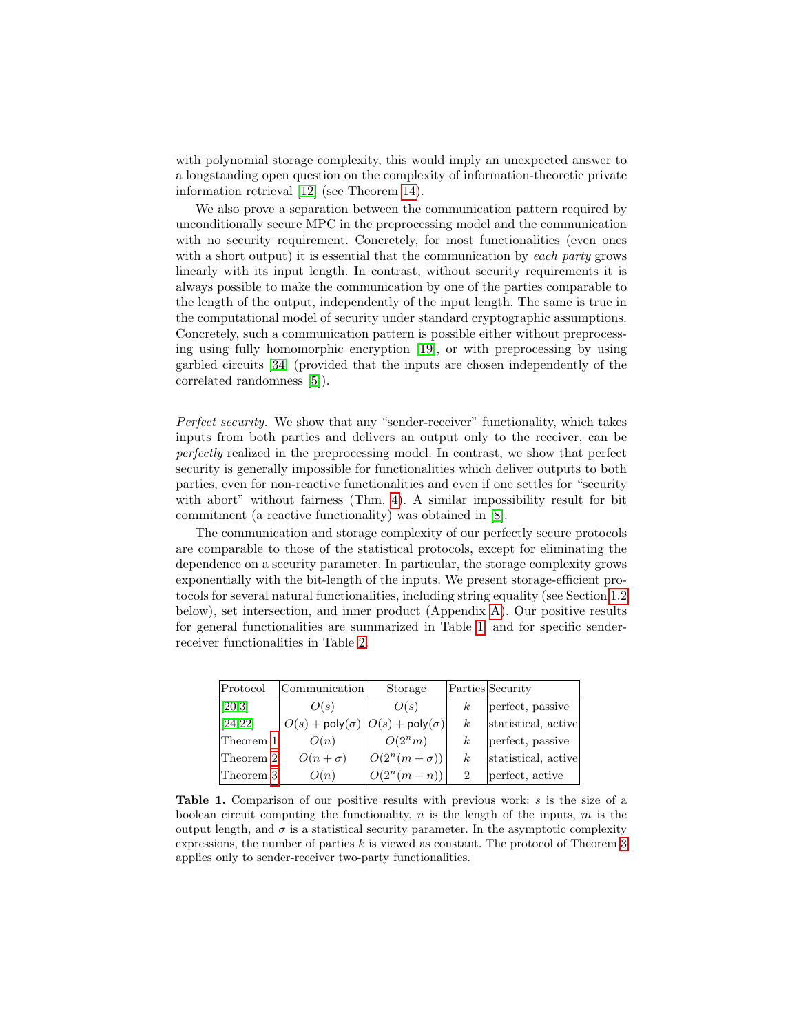with polynomial storage complexity, this would imply an unexpected answer to a longstanding open question on the complexity of information-theoretic private information retrieval [12] (see Theorem 14).

We also prove a separation between the communication pattern required by unconditionally secure MPC in the preprocessing model and the communication with no security requirement. Concretely, for most functionalities (even ones with a short output) it is essential that the communication by *each party* grows linearly with its input length. In contrast, without security requirements it is always possible to make the communication by one of the parties comparable to the length of the output, independently of the input length. The same is true in the computational model of security under standard cryptographic assumptions. Concretely, such a communication pattern is possible either without preprocessing using fully homomorphic encryption [19], or with preprocessing by using garbled circuits [34] (provided that the inputs are chosen independently of the correlated randomness [5]).

*Perfect security.* We show that any "sender-receiver" functionality, which takes inputs from both parties and delivers an output only to the receiver, can be *perfectly* realized in the preprocessing model. In contrast, we show that perfect security is generally impossible for functionalities which deliver outputs to both parties, even for non-reactive functionalities and even if one settles for "security with abort" without fairness (Thm. 4). A similar impossibility result for bit commitment (a reactive functionality) was obtained in [8].

The communication and storage complexity of our perfectly secure protocols are comparable to those of the statistical protocols, except for eliminating the dependence on a security parameter. In particular, the storage complexity grows exponentially with the bit-length of the inputs. We present storage-efficient protocols for several natural functionalities, including string equality (see Section 1.2 below), set intersection, and inner product (Appendix A). Our positive results for general functionalities are summarized in Table 1, and for specific sender-receiver functionalities in Table 2.

| Protocol | Communication | Storage | Parties | Security |
|---|---|---|---|---|
| [20,3] | $O(s)$ | $O(s)$ | $k$ | perfect, passive |
| [24,22] | $O(s) + \mathsf{poly}(\sigma)$ | $O(s) + \mathsf{poly}(\sigma)$ | $k$ | statistical, active |
| Theorem 1 | $O(n)$ | $O(2^n m)$ | $k$ | perfect, passive |
| Theorem 2 | $O(n + \sigma)$ | $O(2^n(m + \sigma))$ | $k$ | statistical, active |
| Theorem 3 | $O(n)$ | $O(2^n(m + n))$ | 2 | perfect, active |

**Table 1.** Comparison of our positive results with previous work: $s$ is the size of a boolean circuit computing the functionality, $n$ is the length of the inputs, $m$ is the output length, and $\sigma$ is a statistical security parameter. In the asymptotic complexity expressions, the number of parties $k$ is viewed as constant. The protocol of Theorem 3 applies only to sender-receiver two-party functionalities.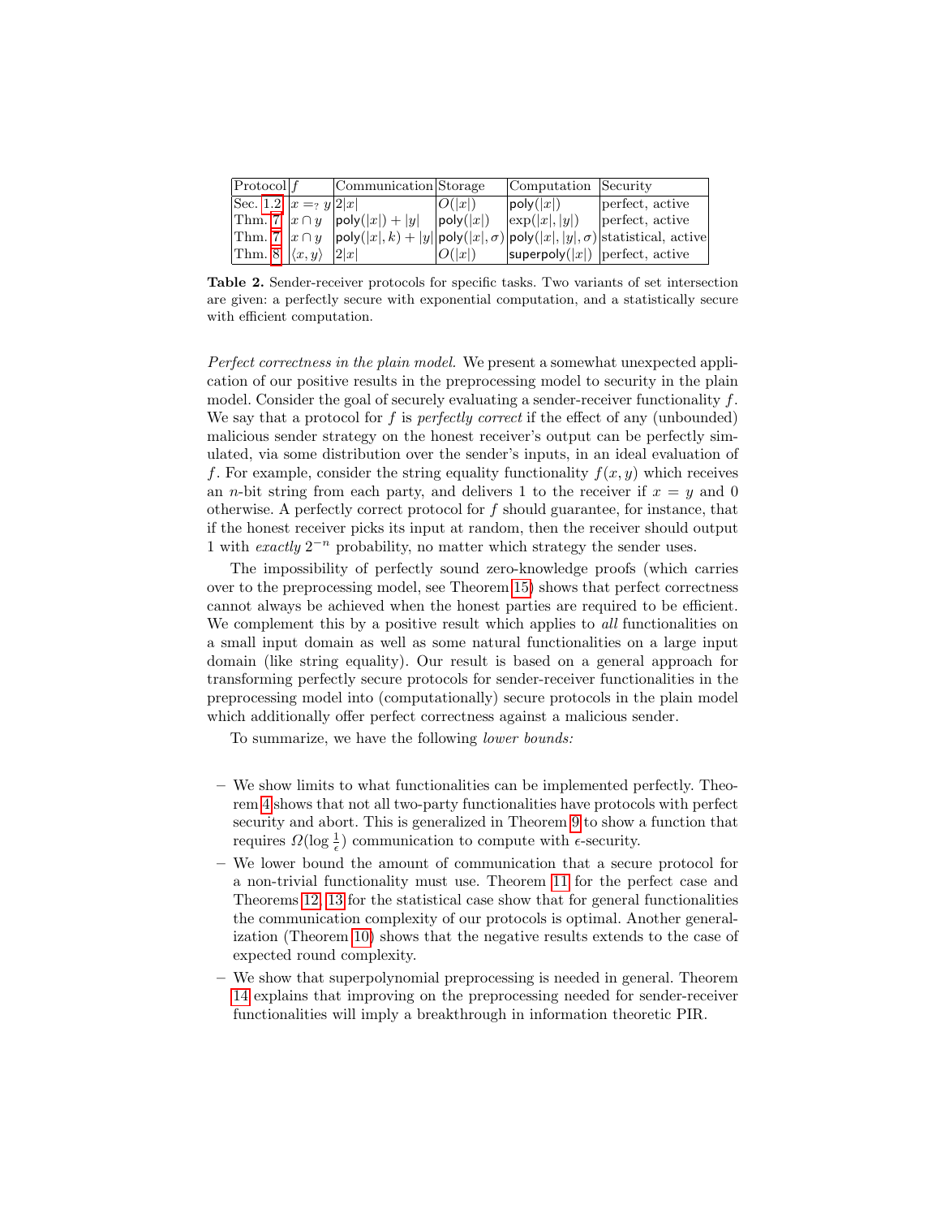| Protocol | $f$ | Communication | Storage | Computation | Security |
|---|---|---|---|---|---|
| Sec. 1.2 | $x =_? y$ | $2\|x\|$ | $O(\|x\|)$ | $\mathsf{poly}(\|x\|)$ | perfect, active |
| Thm. 7 | $x \cap y$ | $\mathsf{poly}(\|x\|) + \|y\|$ | $\mathsf{poly}(\|x\|)$ | $\exp(\|x\|, \|y\|)$ | perfect, active |
| Thm. 7 | $x \cap y$ | $\mathsf{poly}(\|x\|, k) + \|y\|$ | $\mathsf{poly}(\|x\|, \sigma)$ | $\mathsf{poly}(\|x\|, \|y\|, \sigma)$ | statistical, active |
| Thm. 8 | $\langle x, y \rangle$ | $2\|x\|$ | $O(\|x\|)$ | $\mathsf{superpoly}(\|x\|)$ | perfect, active |

**Table 2.** Sender-receiver protocols for specific tasks. Two variants of set intersection are given: a perfectly secure with exponential computation, and a statistically secure with efficient computation.

*Perfect correctness in the plain model.* We present a somewhat unexpected application of our positive results in the preprocessing model to security in the plain model. Consider the goal of securely evaluating a sender-receiver functionality $f$. We say that a protocol for $f$ is *perfectly correct* if the effect of any (unbounded) malicious sender strategy on the honest receiver's output can be perfectly simulated, via some distribution over the sender's inputs, in an ideal evaluation of $f$. For example, consider the string equality functionality $f(x, y)$ which receives an $n$-bit string from each party, and delivers 1 to the receiver if $x = y$ and 0 otherwise. A perfectly correct protocol for $f$ should guarantee, for instance, that if the honest receiver picks its input at random, then the receiver should output 1 with *exactly* $2^{-n}$ probability, no matter which strategy the sender uses.

The impossibility of perfectly sound zero-knowledge proofs (which carries over to the preprocessing model, see Theorem 15) shows that perfect correctness cannot always be achieved when the honest parties are required to be efficient. We complement this by a positive result which applies to *all* functionalities on a small input domain as well as some natural functionalities on a large input domain (like string equality). Our result is based on a general approach for transforming perfectly secure protocols for sender-receiver functionalities in the preprocessing model into (computationally) secure protocols in the plain model which additionally offer perfect correctness against a malicious sender.

To summarize, we have the following *lower bounds:*

- We show limits to what functionalities can be implemented perfectly. Theorem 4 shows that not all two-party functionalities have protocols with perfect security and abort. This is generalized in Theorem 9 to show a function that requires $\Omega(\log \frac{1}{\epsilon})$ communication to compute with $\epsilon$-security.
- We lower bound the amount of communication that a secure protocol for a non-trivial functionality must use. Theorem 11 for the perfect case and Theorems 12, 13 for the statistical case show that for general functionalities the communication complexity of our protocols is optimal. Another generalization (Theorem 10) shows that the negative results extends to the case of expected round complexity.
- We show that superpolynomial preprocessing is needed in general. Theorem 14 explains that improving on the preprocessing needed for sender-receiver functionalities will imply a breakthrough in information theoretic PIR.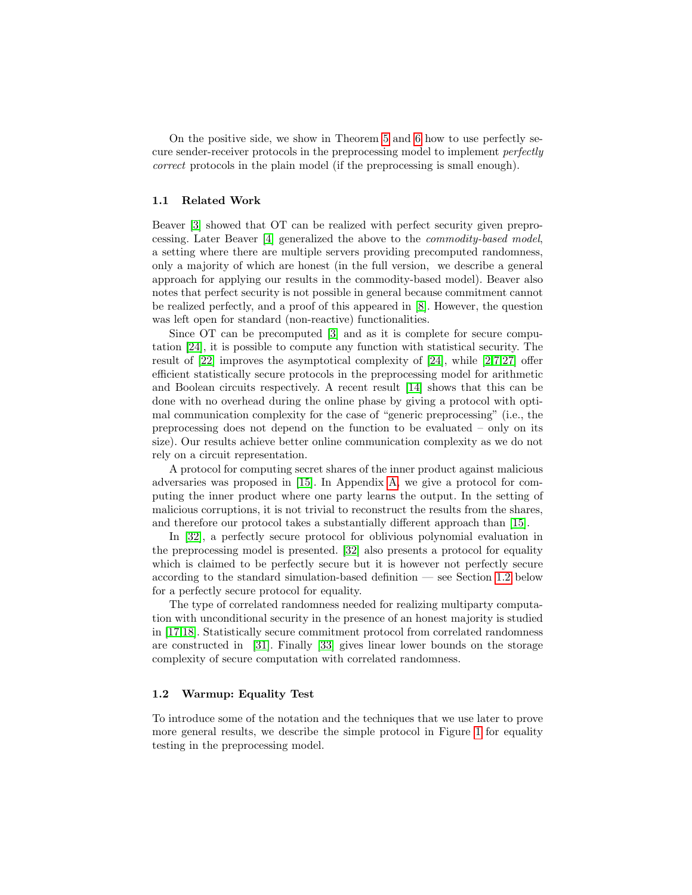On the positive side, we show in Theorem 5 and 6 how to use perfectly secure sender-receiver protocols in the preprocessing model to implement *perfectly correct* protocols in the plain model (if the preprocessing is small enough).

### 1.1 Related Work

Beaver [3] showed that OT can be realized with perfect security given preprocessing. Later Beaver [4] generalized the above to the *commodity-based model*, a setting where there are multiple servers providing precomputed randomness, only a majority of which are honest (in the full version, we describe a general approach for applying our results in the commodity-based model). Beaver also notes that perfect security is not possible in general because commitment cannot be realized perfectly, and a proof of this appeared in [8]. However, the question was left open for standard (non-reactive) functionalities.

Since OT can be precomputed [3] and as it is complete for secure computation [24], it is possible to compute any function with statistical security. The result of [22] improves the asymptotical complexity of [24], while [2,7,27] offer efficient statistically secure protocols in the preprocessing model for arithmetic and Boolean circuits respectively. A recent result [14] shows that this can be done with no overhead during the online phase by giving a protocol with optimal communication complexity for the case of "generic preprocessing" (i.e., the preprocessing does not depend on the function to be evaluated – only on its size). Our results achieve better online communication complexity as we do not rely on a circuit representation.

A protocol for computing secret shares of the inner product against malicious adversaries was proposed in [15]. In Appendix A, we give a protocol for computing the inner product where one party learns the output. In the setting of malicious corruptions, it is not trivial to reconstruct the results from the shares, and therefore our protocol takes a substantially different approach than [15].

In [32], a perfectly secure protocol for oblivious polynomial evaluation in the preprocessing model is presented. [32] also presents a protocol for equality which is claimed to be perfectly secure but it is however not perfectly secure according to the standard simulation-based definition — see Section 1.2 below for a perfectly secure protocol for equality.

The type of correlated randomness needed for realizing multiparty computation with unconditional security in the presence of an honest majority is studied in [17,18]. Statistically secure commitment protocol from correlated randomness are constructed in [31]. Finally [33] gives linear lower bounds on the storage complexity of secure computation with correlated randomness.

### 1.2 Warmup: Equality Test

To introduce some of the notation and the techniques that we use later to prove more general results, we describe the simple protocol in Figure 1 for equality testing in the preprocessing model.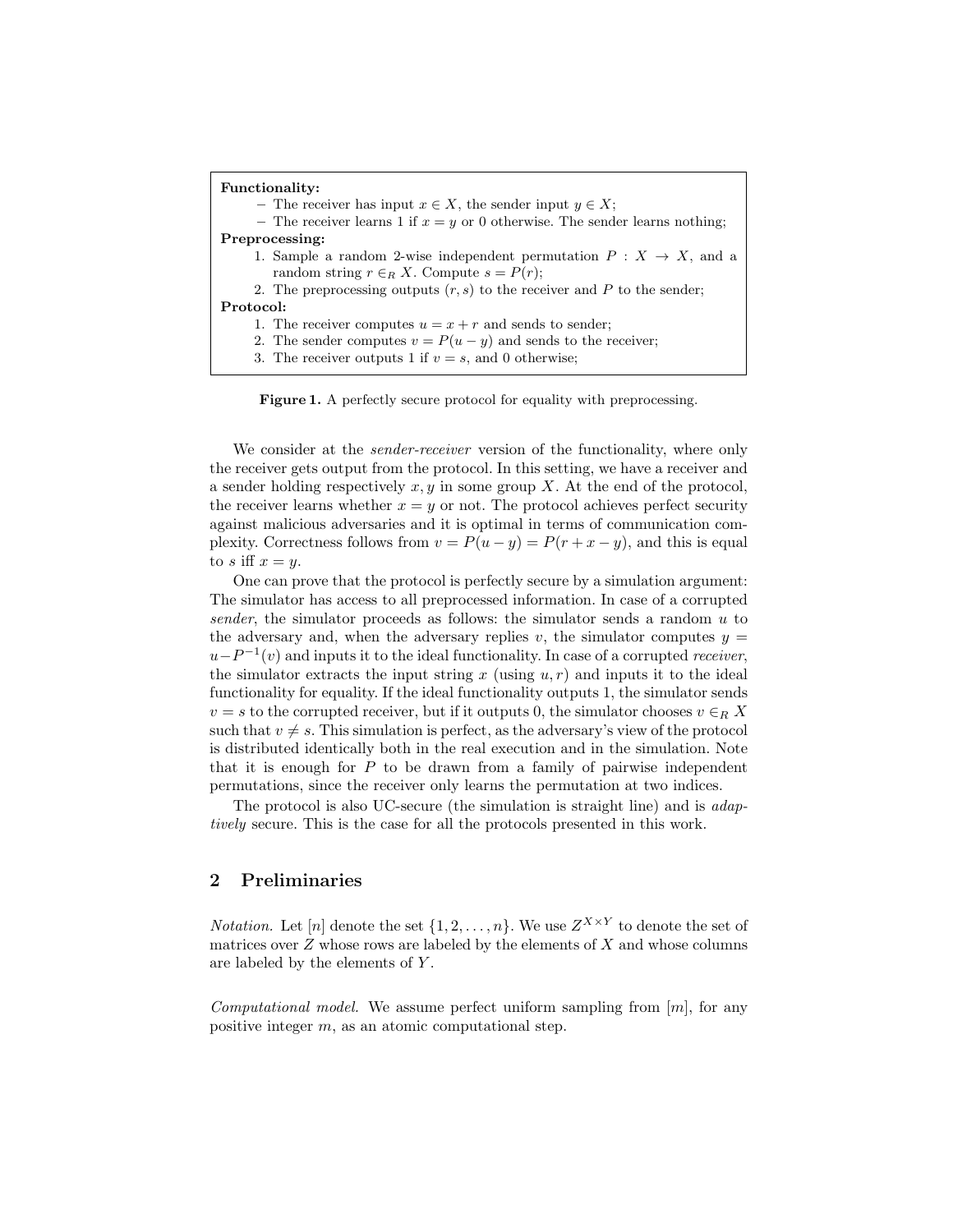**Functionality:**

- The receiver has input $x \in X$, the sender input $y \in X$;
- The receiver learns 1 if $x = y$ or 0 otherwise. The sender learns nothing;

**Preprocessing:**

1. Sample a random 2-wise independent permutation $P : X \to X$, and a random string $r \in_R X$. Compute $s = P(r)$;
2. The preprocessing outputs $(r, s)$ to the receiver and $P$ to the sender;

**Protocol:**

1. The receiver computes $u = x + r$ and sends to sender;
2. The sender computes $v = P(u - y)$ and sends to the receiver;
3. The receiver outputs 1 if $v = s$, and 0 otherwise;

**Figure 1.** A perfectly secure protocol for equality with preprocessing.

We consider at the *sender-receiver* version of the functionality, where only the receiver gets output from the protocol. In this setting, we have a receiver and a sender holding respectively $x, y$ in some group $X$. At the end of the protocol, the receiver learns whether $x = y$ or not. The protocol achieves perfect security against malicious adversaries and it is optimal in terms of communication complexity. Correctness follows from $v = P(u - y) = P(r + x - y)$, and this is equal to $s$ iff $x = y$.

One can prove that the protocol is perfectly secure by a simulation argument: The simulator has access to all preprocessed information. In case of a corrupted *sender*, the simulator proceeds as follows: the simulator sends a random $u$ to the adversary and, when the adversary replies $v$, the simulator computes $y = u - P^{-1}(v)$ and inputs it to the ideal functionality. In case of a corrupted *receiver*, the simulator extracts the input string $x$ (using $u, r$) and inputs it to the ideal functionality for equality. If the ideal functionality outputs 1, the simulator sends $v = s$ to the corrupted receiver, but if it outputs 0, the simulator chooses $v \in_R X$ such that $v \neq s$. This simulation is perfect, as the adversary's view of the protocol is distributed identically both in the real execution and in the simulation. Note that it is enough for $P$ to be drawn from a family of pairwise independent permutations, since the receiver only learns the permutation at two indices.

The protocol is also UC-secure (the simulation is straight line) and is *adaptively* secure. This is the case for all the protocols presented in this work.

## 2 Preliminaries

*Notation.* Let $[n]$ denote the set $\{1, 2, \ldots, n\}$. We use $Z^{X \times Y}$ to denote the set of matrices over $Z$ whose rows are labeled by the elements of $X$ and whose columns are labeled by the elements of $Y$.

*Computational model.* We assume perfect uniform sampling from $[m]$, for any positive integer $m$, as an atomic computational step.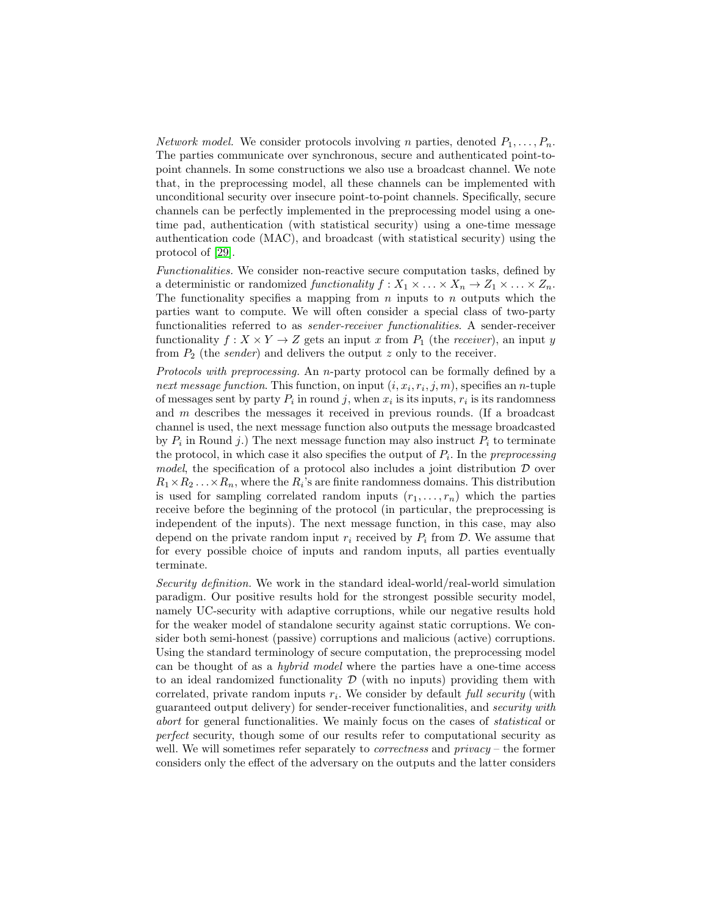*Network model.* We consider protocols involving $n$ parties, denoted $P_1, \ldots, P_n$. The parties communicate over synchronous, secure and authenticated point-to-point channels. In some constructions we also use a broadcast channel. We note that, in the preprocessing model, all these channels can be implemented with unconditional security over insecure point-to-point channels. Specifically, secure channels can be perfectly implemented in the preprocessing model using a one-time pad, authentication (with statistical security) using a one-time message authentication code (MAC), and broadcast (with statistical security) using the protocol of [29].

*Functionalities.* We consider non-reactive secure computation tasks, defined by a deterministic or randomized *functionality* $f : X_1 \times \ldots \times X_n \to Z_1 \times \ldots \times Z_n$. The functionality specifies a mapping from $n$ inputs to $n$ outputs which the parties want to compute. We will often consider a special class of two-party functionalities referred to as *sender-receiver functionalities*. A sender-receiver functionality $f : X \times Y \to Z$ gets an input $x$ from $P_1$ (the *receiver*), an input $y$ from $P_2$ (the *sender*) and delivers the output $z$ only to the receiver.

*Protocols with preprocessing.* An $n$-party protocol can be formally defined by a *next message function*. This function, on input $(i, x_i, r_i, j, m)$, specifies an $n$-tuple of messages sent by party $P_i$ in round $j$, when $x_i$ is its inputs, $r_i$ is its randomness and $m$ describes the messages it received in previous rounds. (If a broadcast channel is used, the next message function also outputs the message broadcasted by $P_i$ in Round $j$.) The next message function may also instruct $P_i$ to terminate the protocol, in which case it also specifies the output of $P_i$. In the *preprocessing model*, the specification of a protocol also includes a joint distribution $\mathcal{D}$ over $R_1 \times R_2 \ldots \times R_n$, where the $R_i$'s are finite randomness domains. This distribution is used for sampling correlated random inputs $(r_1, \ldots, r_n)$ which the parties receive before the beginning of the protocol (in particular, the preprocessing is independent of the inputs). The next message function, in this case, may also depend on the private random input $r_i$ received by $P_i$ from $\mathcal{D}$. We assume that for every possible choice of inputs and random inputs, all parties eventually terminate.

*Security definition.* We work in the standard ideal-world/real-world simulation paradigm. Our positive results hold for the strongest possible security model, namely UC-security with adaptive corruptions, while our negative results hold for the weaker model of standalone security against static corruptions. We consider both semi-honest (passive) corruptions and malicious (active) corruptions. Using the standard terminology of secure computation, the preprocessing model can be thought of as a *hybrid model* where the parties have a one-time access to an ideal randomized functionality $\mathcal{D}$ (with no inputs) providing them with correlated, private random inputs $r_i$. We consider by default *full security* (with guaranteed output delivery) for sender-receiver functionalities, and *security with abort* for general functionalities. We mainly focus on the cases of *statistical* or *perfect* security, though some of our results refer to computational security as well. We will sometimes refer separately to *correctness* and *privacy* – the former considers only the effect of the adversary on the outputs and the latter considers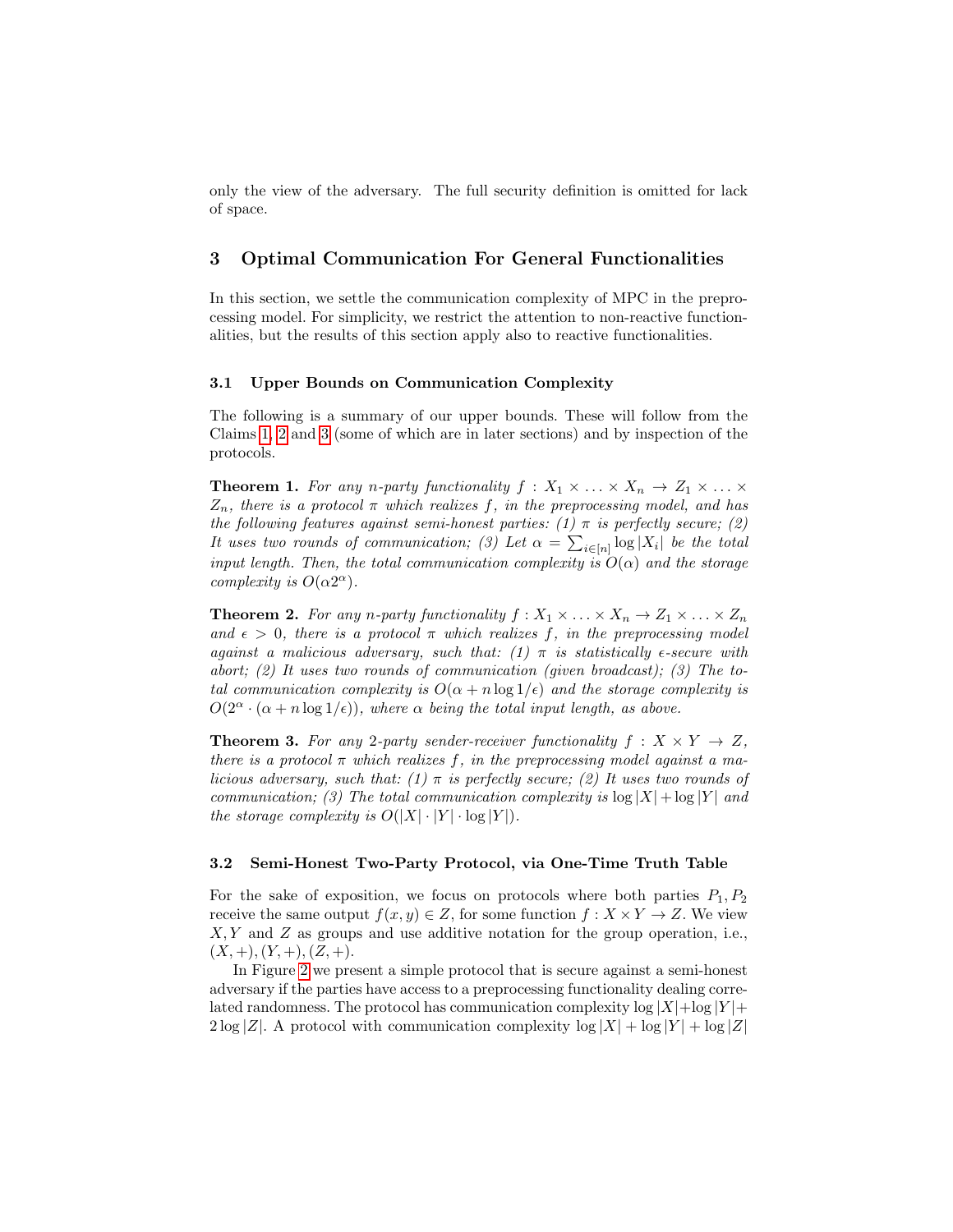only the view of the adversary. The full security definition is omitted for lack of space.

## 3 Optimal Communication For General Functionalities

In this section, we settle the communication complexity of MPC in the preprocessing model. For simplicity, we restrict the attention to non-reactive functionalities, but the results of this section apply also to reactive functionalities.

### 3.1 Upper Bounds on Communication Complexity

The following is a summary of our upper bounds. These will follow from the Claims 1, 2 and 3 (some of which are in later sections) and by inspection of the protocols.

**Theorem 1.** *For any $n$-party functionality $f : X_1 \times \ldots \times X_n \to Z_1 \times \ldots \times Z_n$, there is a protocol $\pi$ which realizes $f$, in the preprocessing model, and has the following features against semi-honest parties: (1) $\pi$ is perfectly secure; (2) It uses two rounds of communication; (3) Let $\alpha = \sum_{i \in [n]} \log |X_i|$ be the total input length. Then, the total communication complexity is $O(\alpha)$ and the storage complexity is $O(\alpha 2^{\alpha})$.*

**Theorem 2.** *For any $n$-party functionality $f : X_1 \times \ldots \times X_n \to Z_1 \times \ldots \times Z_n$ and $\epsilon > 0$, there is a protocol $\pi$ which realizes $f$, in the preprocessing model against a malicious adversary, such that: (1) $\pi$ is statistically $\epsilon$-secure with abort; (2) It uses two rounds of communication (given broadcast); (3) The total communication complexity is $O(\alpha + n \log 1/\epsilon)$ and the storage complexity is $O(2^{\alpha} \cdot (\alpha + n \log 1/\epsilon))$, where $\alpha$ being the total input length, as above.*

**Theorem 3.** *For any 2-party sender-receiver functionality $f : X \times Y \to Z$, there is a protocol $\pi$ which realizes $f$, in the preprocessing model against a malicious adversary, such that: (1) $\pi$ is perfectly secure; (2) It uses two rounds of communication; (3) The total communication complexity is $\log |X| + \log |Y|$ and the storage complexity is $O(|X| \cdot |Y| \cdot \log |Y|)$.*

### 3.2 Semi-Honest Two-Party Protocol, via One-Time Truth Table

For the sake of exposition, we focus on protocols where both parties $P_1, P_2$ receive the same output $f(x, y) \in Z$, for some function $f : X \times Y \to Z$. We view $X, Y$ and $Z$ as groups and use additive notation for the group operation, i.e., $(X, +), (Y, +), (Z, +)$.

In Figure 2 we present a simple protocol that is secure against a semi-honest adversary if the parties have access to a preprocessing functionality dealing correlated randomness. The protocol has communication complexity $\log |X| + \log |Y| + 2 \log |Z|$. A protocol with communication complexity $\log |X| + \log |Y| + \log |Z|$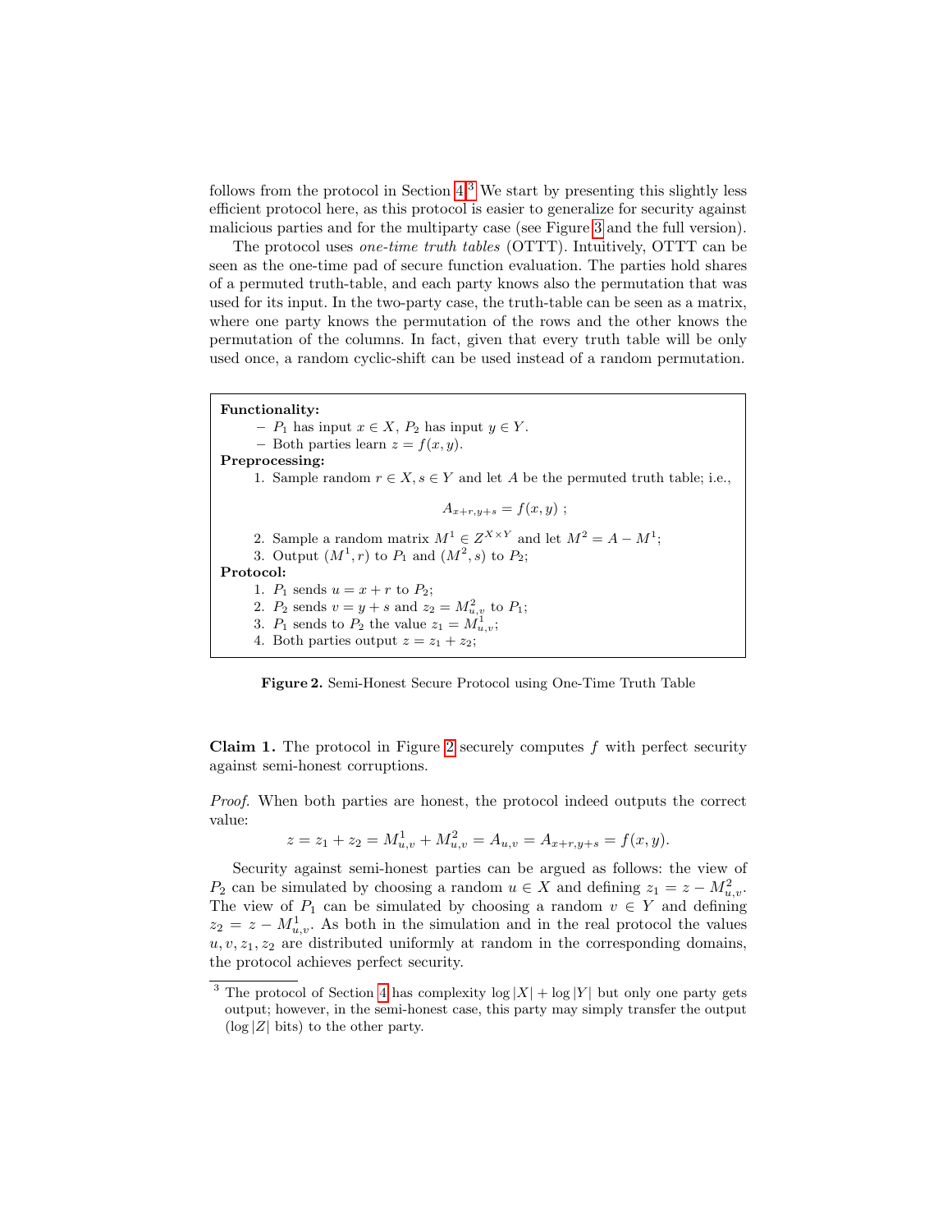follows from the protocol in Section 4.[3] We start by presenting this slightly less efficient protocol here, as this protocol is easier to generalize for security against malicious parties and for the multiparty case (see Figure 3 and the full version).

The protocol uses *one-time truth tables* (OTTT). Intuitively, OTTT can be seen as the one-time pad of secure function evaluation. The parties hold shares of a permuted truth-table, and each party knows also the permutation that was used for its input. In the two-party case, the truth-table can be seen as a matrix, where one party knows the permutation of the rows and the other knows the permutation of the columns. In fact, given that every truth table will be only used once, a random cyclic-shift can be used instead of a random permutation.

**Functionality:**

- $P_1$ has input $x \in X$, $P_2$ has input $y \in Y$.
- Both parties learn $z = f(x, y)$.

**Preprocessing:**

1. Sample random $r \in X, s \in Y$ and let $A$ be the permuted truth table; i.e.,
$$A_{x+r,y+s} = f(x, y) \ ;$$
2. Sample a random matrix $M^1 \in Z^{X \times Y}$ and let $M^2 = A - M^1$;
3. Output $(M^1, r)$ to $P_1$ and $(M^2, s)$ to $P_2$;

**Protocol:**

1. $P_1$ sends $u = x + r$ to $P_2$;
2. $P_2$ sends $v = y + s$ and $z_2 = M^2_{u,v}$ to $P_1$;
3. $P_1$ sends to $P_2$ the value $z_1 = M^1_{u,v}$;
4. Both parties output $z = z_1 + z_2$;

**Figure 2.** Semi-Honest Secure Protocol using One-Time Truth Table

**Claim 1.** The protocol in Figure 2 securely computes $f$ with perfect security against semi-honest corruptions.

*Proof.* When both parties are honest, the protocol indeed outputs the correct value:
$$z = z_1 + z_2 = M^1_{u,v} + M^2_{u,v} = A_{u,v} = A_{x+r,y+s} = f(x, y).$$

Security against semi-honest parties can be argued as follows: the view of $P_2$ can be simulated by choosing a random $u \in X$ and defining $z_1 = z - M^2_{u,v}$. The view of $P_1$ can be simulated by choosing a random $v \in Y$ and defining $z_2 = z - M^1_{u,v}$. As both in the simulation and in the real protocol the values $u, v, z_1, z_2$ are distributed uniformly at random in the corresponding domains, the protocol achieves perfect security.

[3] The protocol of Section 4 has complexity $\log |X| + \log |Y|$ but only one party gets output; however, in the semi-honest case, this party may simply transfer the output ($\log |Z|$ bits) to the other party.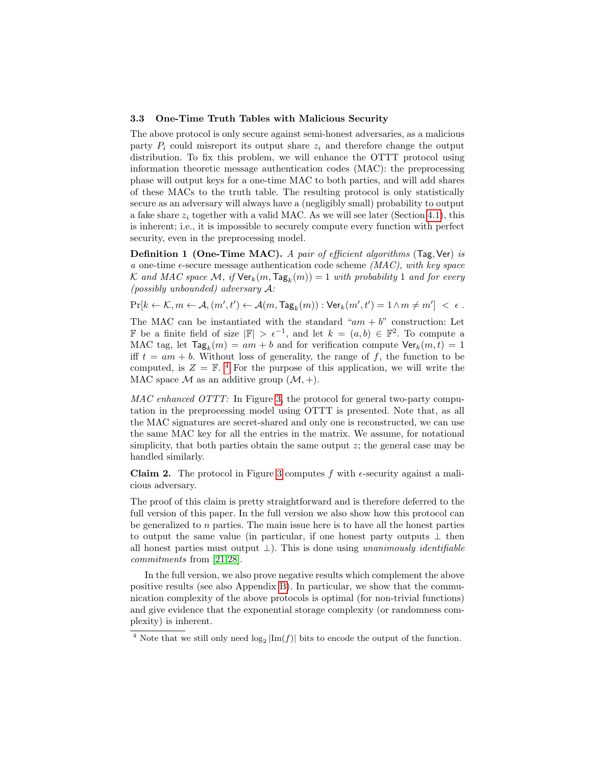### 3.3 One-Time Truth Tables with Malicious Security

The above protocol is only secure against semi-honest adversaries, as a malicious party $P_i$ could misreport its output share $z_i$ and therefore change the output distribution. To fix this problem, we will enhance the OTTT protocol using information theoretic message authentication codes (MAC): the preprocessing phase will output keys for a one-time MAC to both parties, and will add shares of these MACs to the truth table. The resulting protocol is only statistically secure as an adversary will always have a (negligibly small) probability to output a fake share $z_i$ together with a valid MAC. As we will see later (Section 4.1), this is inherent; i.e., it is impossible to securely compute every function with perfect security, even in the preprocessing model.

**Definition 1 (One-Time MAC).** *A pair of efficient algorithms* $(\mathsf{Tag}, \mathsf{Ver})$ *is a* one-time $\epsilon$-secure message authentication code scheme *(MAC), with key space* $\mathcal{K}$ *and MAC space* $\mathcal{M}$*, if* $\mathsf{Ver}_k(m, \mathsf{Tag}_k(m)) = 1$ *with probability* 1 *and for every (possibly unbounded) adversary* $\mathcal{A}$*:*

$$\Pr[k \leftarrow \mathcal{K}, m \leftarrow \mathcal{A}, (m', t') \leftarrow \mathcal{A}(m, \mathsf{Tag}_k(m)) : \mathsf{Ver}_k(m', t') = 1 \wedge m \neq m'] \; < \; \epsilon \; .$$

The MAC can be instantiated with the standard "$am + b$" construction: Let $\mathbb{F}$ be a finite field of size $|\mathbb{F}| > \epsilon^{-1}$, and let $k = (a, b) \in \mathbb{F}^2$. To compute a MAC tag, let $\mathsf{Tag}_k(m) = am + b$ and for verification compute $\mathsf{Ver}_k(m, t) = 1$ iff $t = am + b$. Without loss of generality, the range of $f$, the function to be computed, is $Z = \mathbb{F}$. [4] For the purpose of this application, we will write the MAC space $\mathcal{M}$ as an additive group $(\mathcal{M}, +)$.

*MAC enhanced OTTT:* In Figure 3, the protocol for general two-party computation in the preprocessing model using OTTT is presented. Note that, as all the MAC signatures are secret-shared and only one is reconstructed, we can use the same MAC key for all the entries in the matrix. We assume, for notational simplicity, that both parties obtain the same output $z$; the general case may be handled similarly.

**Claim 2.** The protocol in Figure 3 computes $f$ with $\epsilon$-security against a malicious adversary.

The proof of this claim is pretty straightforward and is therefore deferred to the full version of this paper. In the full version we also show how this protocol can be generalized to $n$ parties. The main issue here is to have all the honest parties to output the same value (in particular, if one honest party outputs $\perp$ then all honest parties must output $\perp$). This is done using *unanimously identifiable commitments* from [21,28].

In the full version, we also prove negative results which complement the above positive results (see also Appendix B). In particular, we show that the communication complexity of the above protocols is optimal (for non-trivial functions) and give evidence that the exponential storage complexity (or randomness complexity) is inherent.

---

[4] Note that we still only need $\log_2 |\mathrm{Im}(f)|$ bits to encode the output of the function.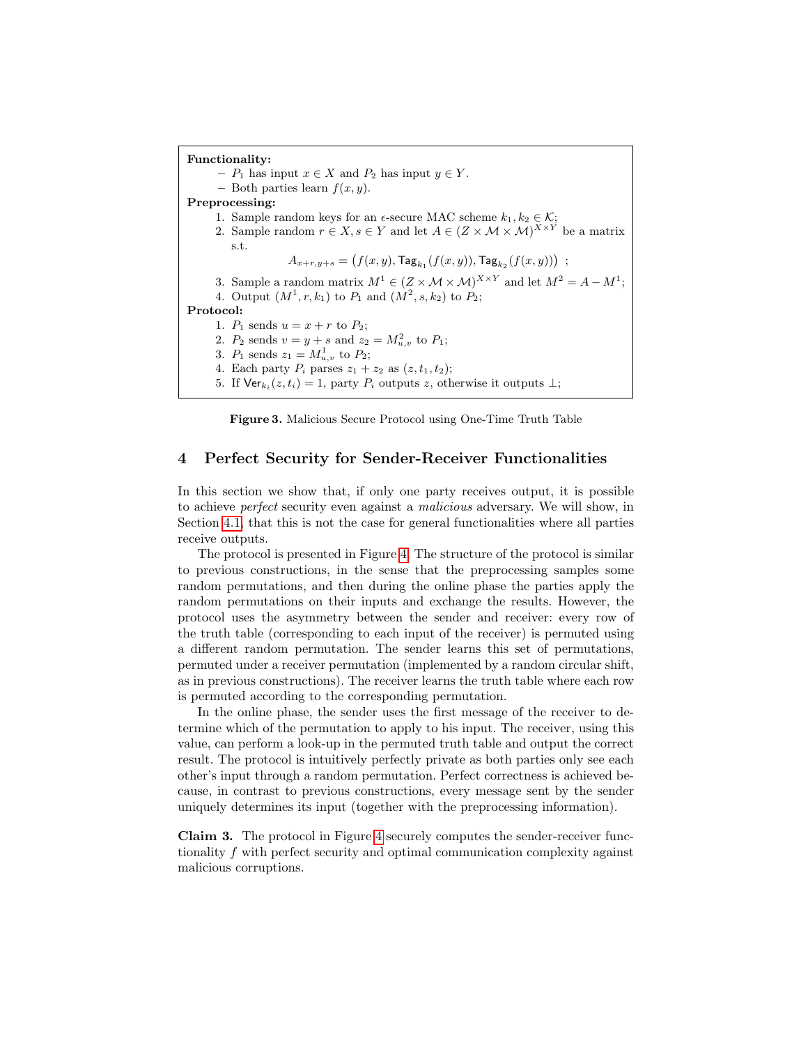**Functionality:**

- $P_1$ has input $x \in X$ and $P_2$ has input $y \in Y$.
- Both parties learn $f(x, y)$.

**Preprocessing:**

1. Sample random keys for an $\epsilon$-secure MAC scheme $k_1, k_2 \in \mathcal{K}$;
2. Sample random $r \in X, s \in Y$ and let $A \in (Z \times \mathcal{M} \times \mathcal{M})^{X \times Y}$ be a matrix s.t.
$$A_{x+r,y+s} = \big(f(x,y), \mathsf{Tag}_{k_1}(f(x,y)), \mathsf{Tag}_{k_2}(f(x,y))\big) \ ;$$
3. Sample a random matrix $M^1 \in (Z \times \mathcal{M} \times \mathcal{M})^{X \times Y}$ and let $M^2 = A - M^1$;
4. Output $(M^1, r, k_1)$ to $P_1$ and $(M^2, s, k_2)$ to $P_2$;

**Protocol:**

1. $P_1$ sends $u = x + r$ to $P_2$;
2. $P_2$ sends $v = y + s$ and $z_2 = M^2_{u,v}$ to $P_1$;
3. $P_1$ sends $z_1 = M^1_{u,v}$ to $P_2$;
4. Each party $P_i$ parses $z_1 + z_2$ as $(z, t_1, t_2)$;
5. If $\mathsf{Ver}_{k_i}(z, t_i) = 1$, party $P_i$ outputs $z$, otherwise it outputs $\perp$;

**Figure 3.** Malicious Secure Protocol using One-Time Truth Table

## 4 Perfect Security for Sender-Receiver Functionalities

In this section we show that, if only one party receives output, it is possible to achieve *perfect* security even against a *malicious* adversary. We will show, in Section 4.1, that this is not the case for general functionalities where all parties receive outputs.

The protocol is presented in Figure 4. The structure of the protocol is similar to previous constructions, in the sense that the preprocessing samples some random permutations, and then during the online phase the parties apply the random permutations on their inputs and exchange the results. However, the protocol uses the asymmetry between the sender and receiver: every row of the truth table (corresponding to each input of the receiver) is permuted using a different random permutation. The sender learns this set of permutations, permuted under a receiver permutation (implemented by a random circular shift, as in previous constructions). The receiver learns the truth table where each row is permuted according to the corresponding permutation.

In the online phase, the sender uses the first message of the receiver to determine which of the permutation to apply to his input. The receiver, using this value, can perform a look-up in the permuted truth table and output the correct result. The protocol is intuitively perfectly private as both parties only see each other's input through a random permutation. Perfect correctness is achieved because, in contrast to previous constructions, every message sent by the sender uniquely determines its input (together with the preprocessing information).

**Claim 3.** The protocol in Figure 4 securely computes the sender-receiver functionality $f$ with perfect security and optimal communication complexity against malicious corruptions.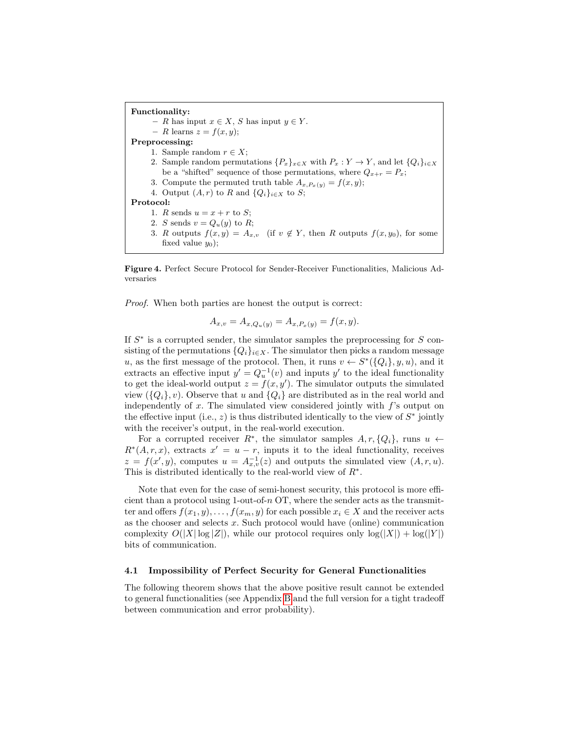**Functionality:**

- $R$ has input $x \in X$, $S$ has input $y \in Y$.
- $R$ learns $z = f(x, y)$;

**Preprocessing:**

1. Sample random $r \in X$;
2. Sample random permutations $\{P_x\}_{x \in X}$ with $P_x : Y \to Y$, and let $\{Q_i\}_{i \in X}$ be a "shifted" sequence of those permutations, where $Q_{x+r} = P_x$;
3. Compute the permuted truth table $A_{x,P_x(y)} = f(x, y)$;
4. Output $(A, r)$ to $R$ and $\{Q_i\}_{i \in X}$ to $S$;

**Protocol:**

1. $R$ sends $u = x + r$ to $S$;
2. $S$ sends $v = Q_u(y)$ to $R$;
3. $R$ outputs $f(x, y) = A_{x,v}$ (if $v \notin Y$, then $R$ outputs $f(x, y_0)$, for some fixed value $y_0$);

**Figure 4.** Perfect Secure Protocol for Sender-Receiver Functionalities, Malicious Adversaries

*Proof.* When both parties are honest the output is correct:

$$A_{x,v} = A_{x,Q_u(y)} = A_{x,P_x(y)} = f(x, y).$$

If $S^*$ is a corrupted sender, the simulator samples the preprocessing for $S$ consisting of the permutations $\{Q_i\}_{i \in X}$. The simulator then picks a random message $u$, as the first message of the protocol. Then, it runs $v \leftarrow S^*(\{Q_i\}, y, u)$, and it extracts an effective input $y' = Q_u^{-1}(v)$ and inputs $y'$ to the ideal functionality to get the ideal-world output $z = f(x, y')$. The simulator outputs the simulated view $(\{Q_i\}, v)$. Observe that $u$ and $\{Q_i\}$ are distributed as in the real world and independently of $x$. The simulated view considered jointly with $f$'s output on the effective input (i.e., $z$) is thus distributed identically to the view of $S^*$ jointly with the receiver's output, in the real-world execution.

For a corrupted receiver $R^*$, the simulator samples $A, r, \{Q_i\}$, runs $u \leftarrow R^*(A, r, x)$, extracts $x' = u - r$, inputs it to the ideal functionality, receives $z = f(x', y)$, computes $u = A_{x,v}^{-1}(z)$ and outputs the simulated view $(A, r, u)$. This is distributed identically to the real-world view of $R^*$.

Note that even for the case of semi-honest security, this protocol is more efficient than a protocol using 1-out-of-$n$ OT, where the sender acts as the transmitter and offers $f(x_1, y), \dots, f(x_m, y)$ for each possible $x_i \in X$ and the receiver acts as the chooser and selects $x$. Such protocol would have (online) communication complexity $O(|X| \log |Z|)$, while our protocol requires only $\log(|X|) + \log(|Y|)$ bits of communication.

### 4.1 Impossibility of Perfect Security for General Functionalities

The following theorem shows that the above positive result cannot be extended to general functionalities (see Appendix B and the full version for a tight tradeoff between communication and error probability).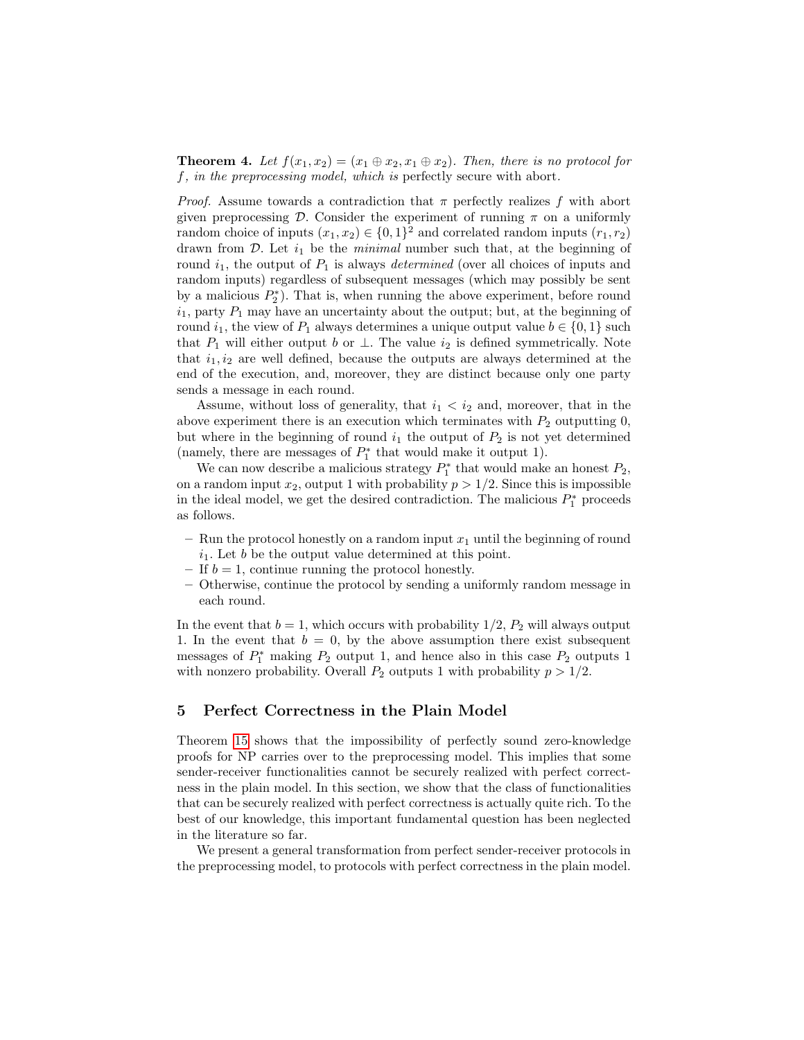**Theorem 4.** *Let $f(x_1, x_2) = (x_1 \oplus x_2, x_1 \oplus x_2)$. Then, there is no protocol for $f$, in the preprocessing model, which is* perfectly secure with abort*.*

*Proof.* Assume towards a contradiction that $\pi$ perfectly realizes $f$ with abort given preprocessing $\mathcal{D}$. Consider the experiment of running $\pi$ on a uniformly random choice of inputs $(x_1, x_2) \in \{0,1\}^2$ and correlated random inputs $(r_1, r_2)$ drawn from $\mathcal{D}$. Let $i_1$ be the *minimal* number such that, at the beginning of round $i_1$, the output of $P_1$ is always *determined* (over all choices of inputs and random inputs) regardless of subsequent messages (which may possibly be sent by a malicious $P_2^*$). That is, when running the above experiment, before round $i_1$, party $P_1$ may have an uncertainty about the output; but, at the beginning of round $i_1$, the view of $P_1$ always determines a unique output value $b \in \{0,1\}$ such that $P_1$ will either output $b$ or $\perp$. The value $i_2$ is defined symmetrically. Note that $i_1, i_2$ are well defined, because the outputs are always determined at the end of the execution, and, moreover, they are distinct because only one party sends a message in each round.

Assume, without loss of generality, that $i_1 < i_2$ and, moreover, that in the above experiment there is an execution which terminates with $P_2$ outputting 0, but where in the beginning of round $i_1$ the output of $P_2$ is not yet determined (namely, there are messages of $P_1^*$ that would make it output 1).

We can now describe a malicious strategy $P_1^*$ that would make an honest $P_2$, on a random input $x_2$, output 1 with probability $p > 1/2$. Since this is impossible in the ideal model, we get the desired contradiction. The malicious $P_1^*$ proceeds as follows.

- Run the protocol honestly on a random input $x_1$ until the beginning of round $i_1$. Let $b$ be the output value determined at this point.
- If $b = 1$, continue running the protocol honestly.
- Otherwise, continue the protocol by sending a uniformly random message in each round.

In the event that $b = 1$, which occurs with probability $1/2$, $P_2$ will always output 1. In the event that $b = 0$, by the above assumption there exist subsequent messages of $P_1^*$ making $P_2$ output 1, and hence also in this case $P_2$ outputs 1 with nonzero probability. Overall $P_2$ outputs 1 with probability $p > 1/2$.

## 5 Perfect Correctness in the Plain Model

Theorem 15 shows that the impossibility of perfectly sound zero-knowledge proofs for NP carries over to the preprocessing model. This implies that some sender-receiver functionalities cannot be securely realized with perfect correctness in the plain model. In this section, we show that the class of functionalities that can be securely realized with perfect correctness is actually quite rich. To the best of our knowledge, this important fundamental question has been neglected in the literature so far.

We present a general transformation from perfect sender-receiver protocols in the preprocessing model, to protocols with perfect correctness in the plain model.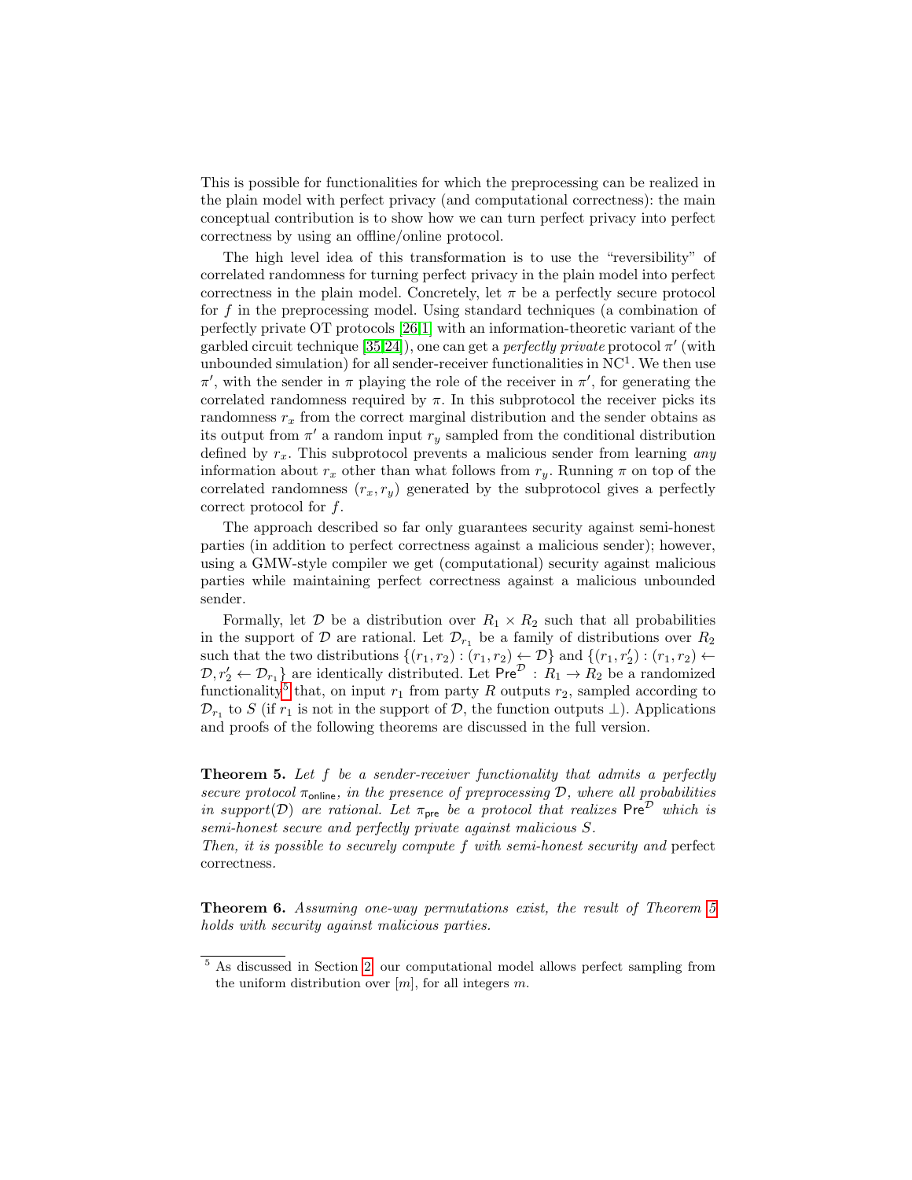This is possible for functionalities for which the preprocessing can be realized in the plain model with perfect privacy (and computational correctness): the main conceptual contribution is to show how we can turn perfect privacy into perfect correctness by using an offline/online protocol.

The high level idea of this transformation is to use the "reversibility" of correlated randomness for turning perfect privacy in the plain model into perfect correctness in the plain model. Concretely, let $\pi$ be a perfectly secure protocol for $f$ in the preprocessing model. Using standard techniques (a combination of perfectly private OT protocols [26,1] with an information-theoretic variant of the garbled circuit technique [35,24]), one can get a *perfectly private* protocol $\pi'$ (with unbounded simulation) for all sender-receiver functionalities in $\mathrm{NC}^1$. We then use $\pi'$, with the sender in $\pi$ playing the role of the receiver in $\pi'$, for generating the correlated randomness required by $\pi$. In this subprotocol the receiver picks its randomness $r_x$ from the correct marginal distribution and the sender obtains as its output from $\pi'$ a random input $r_y$ sampled from the conditional distribution defined by $r_x$. This subprotocol prevents a malicious sender from learning *any* information about $r_x$ other than what follows from $r_y$. Running $\pi$ on top of the correlated randomness $(r_x, r_y)$ generated by the subprotocol gives a perfectly correct protocol for $f$.

The approach described so far only guarantees security against semi-honest parties (in addition to perfect correctness against a malicious sender); however, using a GMW-style compiler we get (computational) security against malicious parties while maintaining perfect correctness against a malicious unbounded sender.

Formally, let $\mathcal{D}$ be a distribution over $R_1 \times R_2$ such that all probabilities in the support of $\mathcal{D}$ are rational. Let $\mathcal{D}_{r_1}$ be a family of distributions over $R_2$ such that the two distributions $\{(r_1, r_2) : (r_1, r_2) \leftarrow \mathcal{D}\}$ and $\{(r_1, r_2') : (r_1, r_2) \leftarrow \mathcal{D}, r_2' \leftarrow \mathcal{D}_{r_1}\}$ are identically distributed. Let $\mathsf{Pre}^{\mathcal{D}} : R_1 \rightarrow R_2$ be a randomized functionality[5] that, on input $r_1$ from party $R$ outputs $r_2$, sampled according to $\mathcal{D}_{r_1}$ to $S$ (if $r_1$ is not in the support of $\mathcal{D}$, the function outputs $\perp$). Applications and proofs of the following theorems are discussed in the full version.

**Theorem 5.** *Let $f$ be a sender-receiver functionality that admits a perfectly secure protocol $\pi_{\mathsf{online}}$, in the presence of preprocessing $\mathcal{D}$, where all probabilities in support($\mathcal{D}$) are rational. Let $\pi_{\mathsf{pre}}$ be a protocol that realizes $\mathsf{Pre}^{\mathcal{D}}$ which is semi-honest secure and perfectly private against malicious $S$.*
*Then, it is possible to securely compute $f$ with semi-honest security and* perfect correctness.

**Theorem 6.** *Assuming one-way permutations exist, the result of Theorem 5 holds with security against malicious parties.*

[5] As discussed in Section 2, our computational model allows perfect sampling from the uniform distribution over $[m]$, for all integers $m$.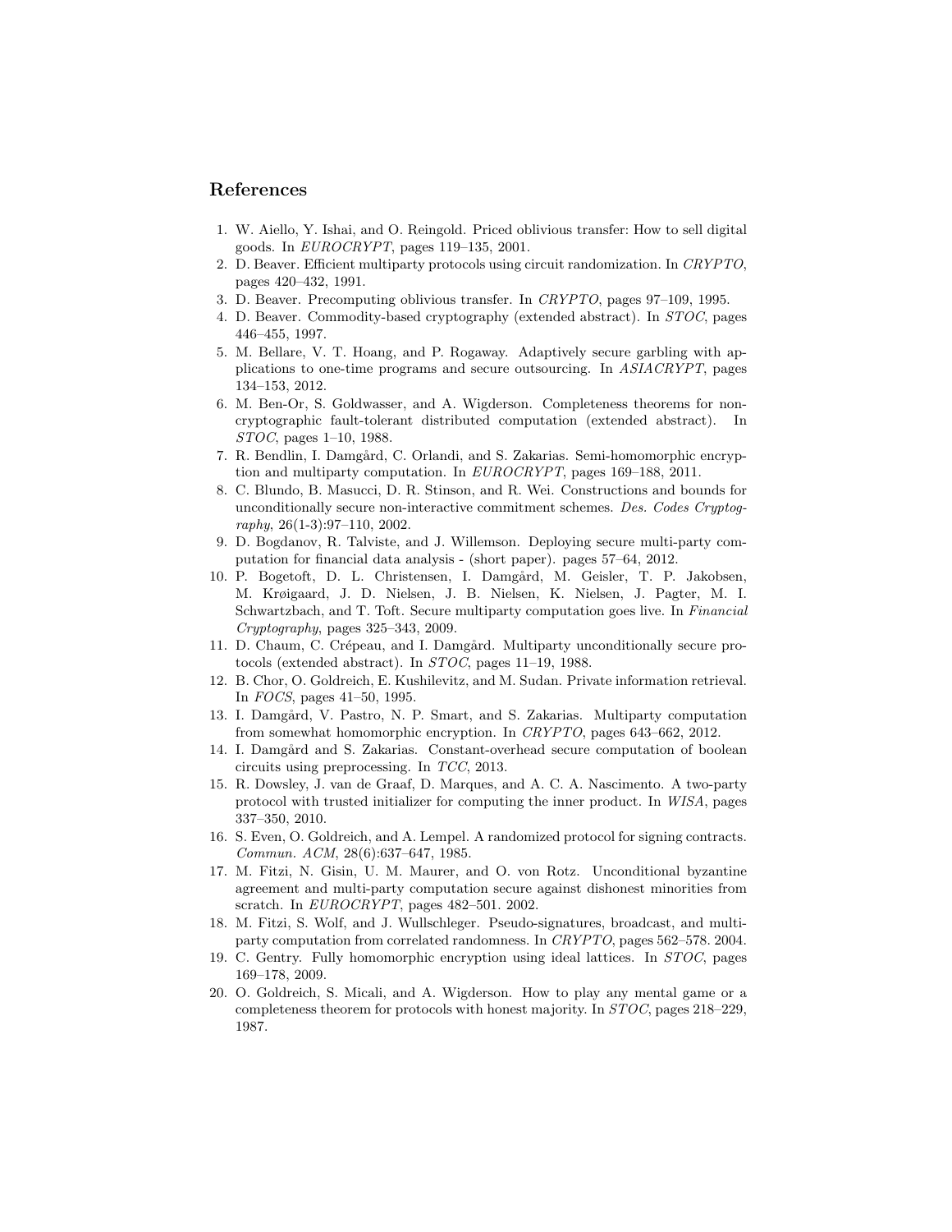## References

1. W. Aiello, Y. Ishai, and O. Reingold. Priced oblivious transfer: How to sell digital goods. In *EUROCRYPT*, pages 119–135, 2001.
2. D. Beaver. Efficient multiparty protocols using circuit randomization. In *CRYPTO*, pages 420–432, 1991.
3. D. Beaver. Precomputing oblivious transfer. In *CRYPTO*, pages 97–109, 1995.
4. D. Beaver. Commodity-based cryptography (extended abstract). In *STOC*, pages 446–455, 1997.
5. M. Bellare, V. T. Hoang, and P. Rogaway. Adaptively secure garbling with applications to one-time programs and secure outsourcing. In *ASIACRYPT*, pages 134–153, 2012.
6. M. Ben-Or, S. Goldwasser, and A. Wigderson. Completeness theorems for non-cryptographic fault-tolerant distributed computation (extended abstract). In *STOC*, pages 1–10, 1988.
7. R. Bendlin, I. Damgård, C. Orlandi, and S. Zakarias. Semi-homomorphic encryption and multiparty computation. In *EUROCRYPT*, pages 169–188, 2011.
8. C. Blundo, B. Masucci, D. R. Stinson, and R. Wei. Constructions and bounds for unconditionally secure non-interactive commitment schemes. *Des. Codes Cryptography*, 26(1-3):97–110, 2002.
9. D. Bogdanov, R. Talviste, and J. Willemson. Deploying secure multi-party computation for financial data analysis - (short paper). pages 57–64, 2012.
10. P. Bogetoft, D. L. Christensen, I. Damgård, M. Geisler, T. P. Jakobsen, M. Krøigaard, J. D. Nielsen, J. B. Nielsen, K. Nielsen, J. Pagter, M. I. Schwartzbach, and T. Toft. Secure multiparty computation goes live. In *Financial Cryptography*, pages 325–343, 2009.
11. D. Chaum, C. Crépeau, and I. Damgård. Multiparty unconditionally secure protocols (extended abstract). In *STOC*, pages 11–19, 1988.
12. B. Chor, O. Goldreich, E. Kushilevitz, and M. Sudan. Private information retrieval. In *FOCS*, pages 41–50, 1995.
13. I. Damgård, V. Pastro, N. P. Smart, and S. Zakarias. Multiparty computation from somewhat homomorphic encryption. In *CRYPTO*, pages 643–662, 2012.
14. I. Damgård and S. Zakarias. Constant-overhead secure computation of boolean circuits using preprocessing. In *TCC*, 2013.
15. R. Dowsley, J. van de Graaf, D. Marques, and A. C. A. Nascimento. A two-party protocol with trusted initializer for computing the inner product. In *WISA*, pages 337–350, 2010.
16. S. Even, O. Goldreich, and A. Lempel. A randomized protocol for signing contracts. *Commun. ACM*, 28(6):637–647, 1985.
17. M. Fitzi, N. Gisin, U. M. Maurer, and O. von Rotz. Unconditional byzantine agreement and multi-party computation secure against dishonest minorities from scratch. In *EUROCRYPT*, pages 482–501. 2002.
18. M. Fitzi, S. Wolf, and J. Wullschleger. Pseudo-signatures, broadcast, and multi-party computation from correlated randomness. In *CRYPTO*, pages 562–578. 2004.
19. C. Gentry. Fully homomorphic encryption using ideal lattices. In *STOC*, pages 169–178, 2009.
20. O. Goldreich, S. Micali, and A. Wigderson. How to play any mental game or a completeness theorem for protocols with honest majority. In *STOC*, pages 218–229, 1987.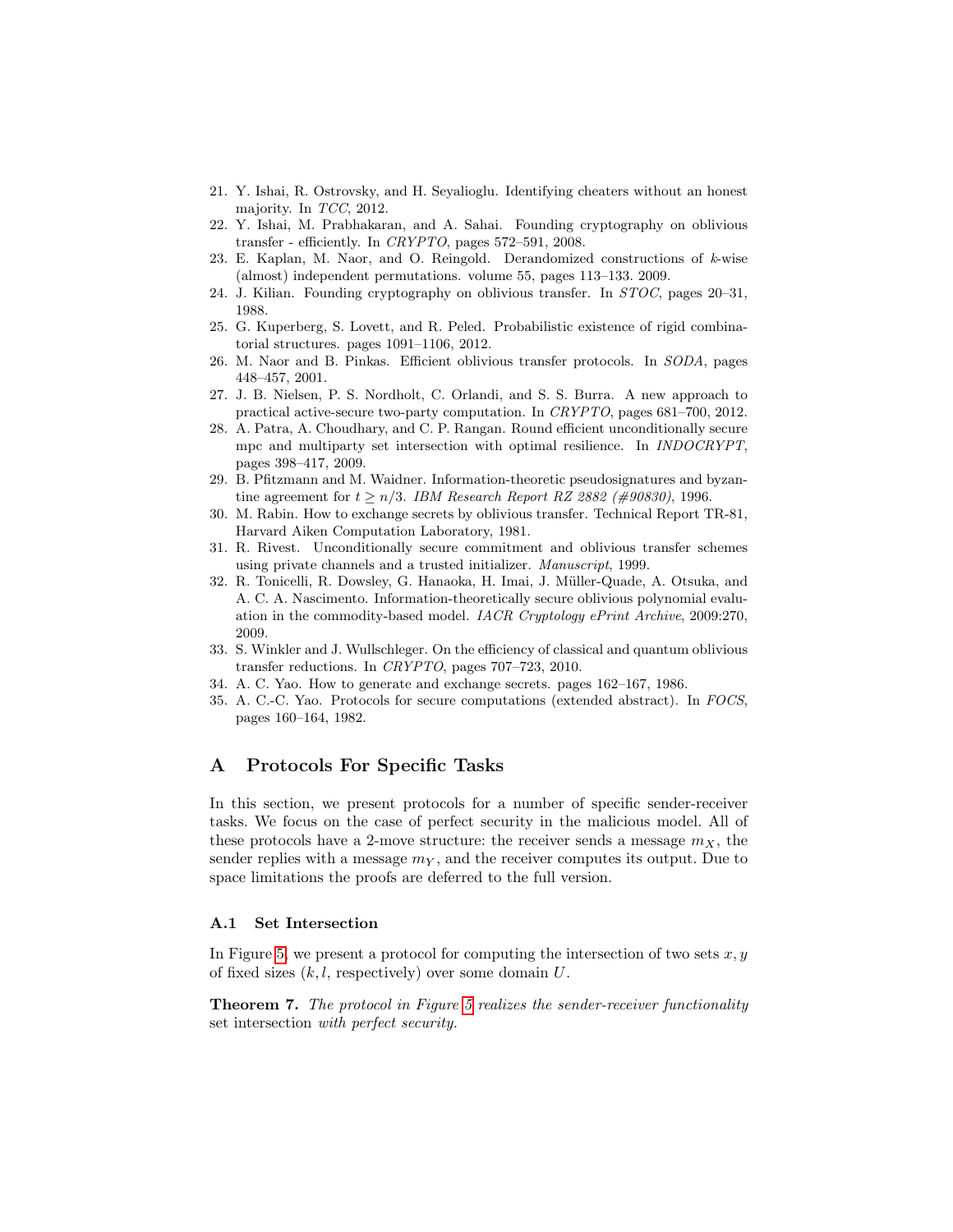21. Y. Ishai, R. Ostrovsky, and H. Seyalioglu. Identifying cheaters without an honest majority. In *TCC*, 2012.
22. Y. Ishai, M. Prabhakaran, and A. Sahai. Founding cryptography on oblivious transfer - efficiently. In *CRYPTO*, pages 572–591, 2008.
23. E. Kaplan, M. Naor, and O. Reingold. Derandomized constructions of $k$-wise (almost) independent permutations. volume 55, pages 113–133. 2009.
24. J. Kilian. Founding cryptography on oblivious transfer. In *STOC*, pages 20–31, 1988.
25. G. Kuperberg, S. Lovett, and R. Peled. Probabilistic existence of rigid combinatorial structures. pages 1091–1106, 2012.
26. M. Naor and B. Pinkas. Efficient oblivious transfer protocols. In *SODA*, pages 448–457, 2001.
27. J. B. Nielsen, P. S. Nordholt, C. Orlandi, and S. S. Burra. A new approach to practical active-secure two-party computation. In *CRYPTO*, pages 681–700, 2012.
28. A. Patra, A. Choudhary, and C. P. Rangan. Round efficient unconditionally secure mpc and multiparty set intersection with optimal resilience. In *INDOCRYPT*, pages 398–417, 2009.
29. B. Pfitzmann and M. Waidner. Information-theoretic pseudosignatures and byzantine agreement for $t \geq n/3$. *IBM Research Report RZ 2882 (#90830)*, 1996.
30. M. Rabin. How to exchange secrets by oblivious transfer. Technical Report TR-81, Harvard Aiken Computation Laboratory, 1981.
31. R. Rivest. Unconditionally secure commitment and oblivious transfer schemes using private channels and a trusted initializer. *Manuscript*, 1999.
32. R. Tonicelli, R. Dowsley, G. Hanaoka, H. Imai, J. Müller-Quade, A. Otsuka, and A. C. A. Nascimento. Information-theoretically secure oblivious polynomial evaluation in the commodity-based model. *IACR Cryptology ePrint Archive*, 2009:270, 2009.
33. S. Winkler and J. Wullschleger. On the efficiency of classical and quantum oblivious transfer reductions. In *CRYPTO*, pages 707–723, 2010.
34. A. C. Yao. How to generate and exchange secrets. pages 162–167, 1986.
35. A. C.-C. Yao. Protocols for secure computations (extended abstract). In *FOCS*, pages 160–164, 1982.

# A Protocols For Specific Tasks

In this section, we present protocols for a number of specific sender-receiver tasks. We focus on the case of perfect security in the malicious model. All of these protocols have a 2-move structure: the receiver sends a message $m_X$, the sender replies with a message $m_Y$, and the receiver computes its output. Due to space limitations the proofs are deferred to the full version.

## A.1 Set Intersection

In Figure 5, we present a protocol for computing the intersection of two sets $x, y$ of fixed sizes ($k, l$, respectively) over some domain $U$.

**Theorem 7.** *The protocol in Figure 5 realizes the sender-receiver functionality* set intersection *with perfect security.*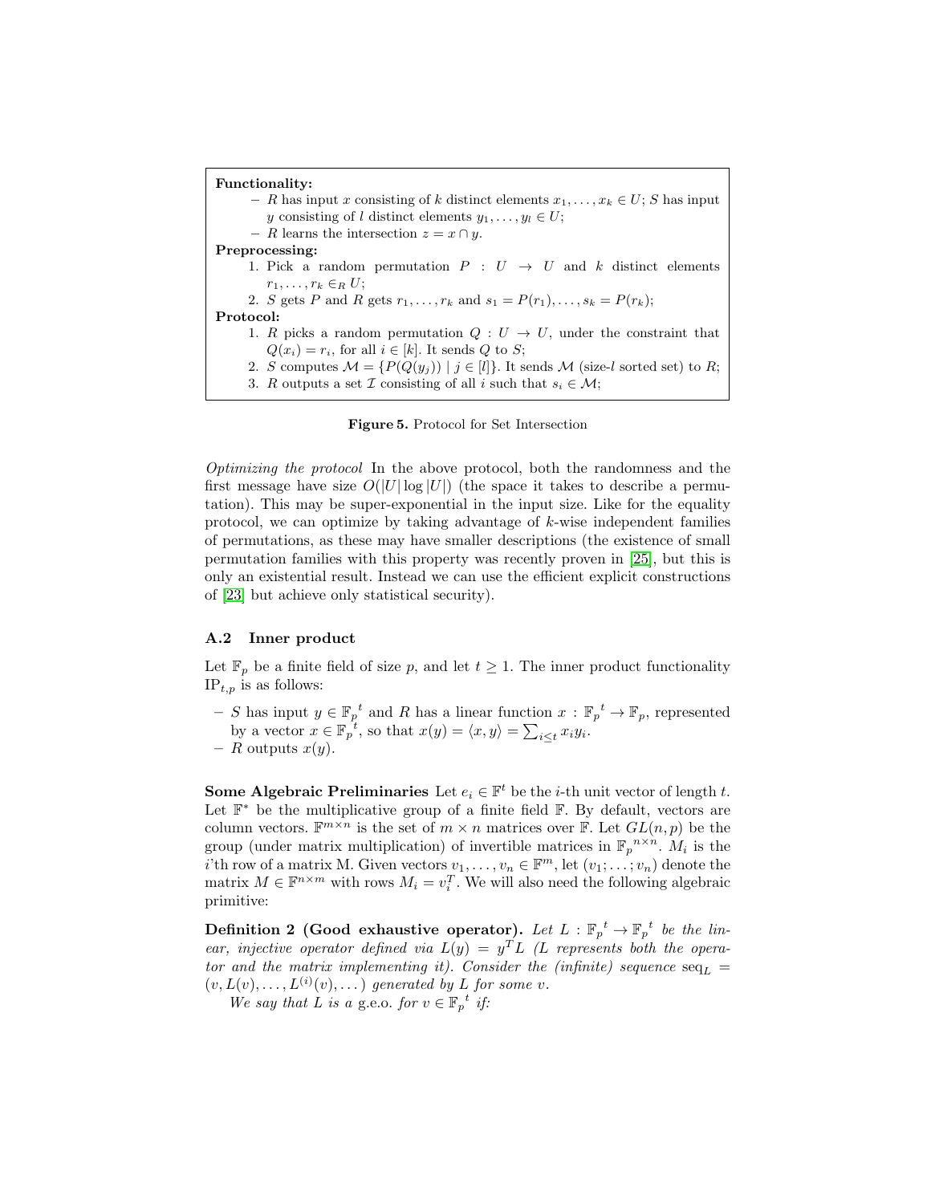**Functionality:**

- $R$ has input $x$ consisting of $k$ distinct elements $x_1, \dots, x_k \in U$; $S$ has input $y$ consisting of $l$ distinct elements $y_1, \dots, y_l \in U$;
- $R$ learns the intersection $z = x \cap y$.

**Preprocessing:**

1. Pick a random permutation $P : U \to U$ and $k$ distinct elements $r_1, \dots, r_k \in_R U$;
2. $S$ gets $P$ and $R$ gets $r_1, \dots, r_k$ and $s_1 = P(r_1), \dots, s_k = P(r_k)$;

**Protocol:**

1. $R$ picks a random permutation $Q : U \to U$, under the constraint that $Q(x_i) = r_i$, for all $i \in [k]$. It sends $Q$ to $S$;
2. $S$ computes $\mathcal{M} = \{P(Q(y_j)) \mid j \in [l]\}$. It sends $\mathcal{M}$ (size-$l$ sorted set) to $R$;
3. $R$ outputs a set $\mathcal{I}$ consisting of all $i$ such that $s_i \in \mathcal{M}$;

**Figure 5.** Protocol for Set Intersection

*Optimizing the protocol* In the above protocol, both the randomness and the first message have size $O(|U| \log |U|)$ (the space it takes to describe a permutation). This may be super-exponential in the input size. Like for the equality protocol, we can optimize by taking advantage of $k$-wise independent families of permutations, as these may have smaller descriptions (the existence of small permutation families with this property was recently proven in [25], but this is only an existential result. Instead we can use the efficient explicit constructions of [23] but achieve only statistical security).

### A.2 Inner product

Let $\mathbb{F}_p$ be a finite field of size $p$, and let $t \geq 1$. The inner product functionality $\mathrm{IP}_{t,p}$ is as follows:

- $S$ has input $y \in {\mathbb{F}_p}^t$ and $R$ has a linear function $x : {\mathbb{F}_p}^t \to \mathbb{F}_p$, represented by a vector $x \in {\mathbb{F}_p}^t$, so that $x(y) = \langle x, y \rangle = \sum_{i \leq t} x_i y_i$.
- $R$ outputs $x(y)$.

**Some Algebraic Preliminaries** Let $e_i \in \mathbb{F}^t$ be the $i$-th unit vector of length $t$. Let $\mathbb{F}^*$ be the multiplicative group of a finite field $\mathbb{F}$. By default, vectors are column vectors. $\mathbb{F}^{m \times n}$ is the set of $m \times n$ matrices over $\mathbb{F}$. Let $GL(n, p)$ be the group (under matrix multiplication) of invertible matrices in ${\mathbb{F}_p}^{n \times n}$. $M_i$ is the $i$'th row of a matrix M. Given vectors $v_1, \dots, v_n \in \mathbb{F}^m$, let $(v_1; \dots; v_n)$ denote the matrix $M \in \mathbb{F}^{n \times m}$ with rows $M_i = v_i^T$. We will also need the following algebraic primitive:

**Definition 2 (Good exhaustive operator).** *Let $L : {\mathbb{F}_p}^t \to {\mathbb{F}_p}^t$ be the linear, injective operator defined via $L(y) = y^T L$ ($L$ represents both the operator and the matrix implementing it). Consider the (infinite) sequence $\mathrm{seq}_L = (v, L(v), \dots, L^{(i)}(v), \dots)$ generated by $L$ for some $v$.*

*We say that $L$ is a* g.e.o. *for $v \in {\mathbb{F}_p}^t$ if:*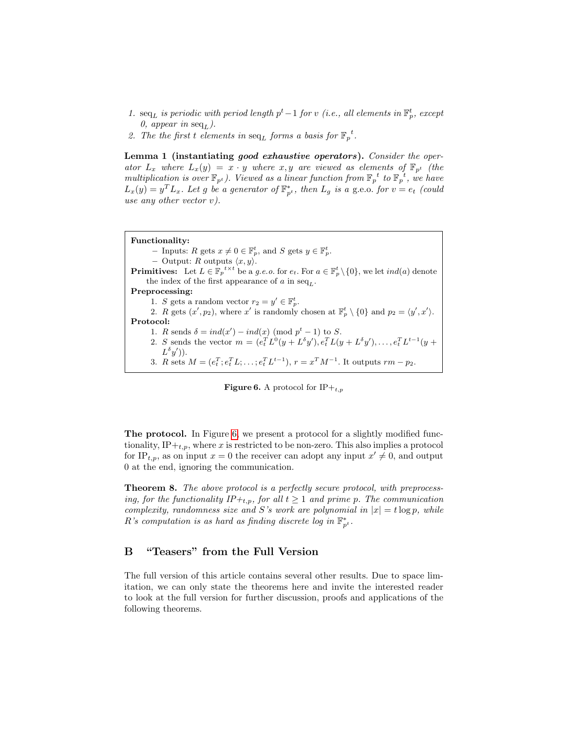1. $\text{seq}_L$ *is periodic with period length* $p^t - 1$ *for* $v$ *(i.e., all elements in* $\mathbb{F}_p^t$*, except 0, appear in* $\text{seq}_L$*).*
2. *The the first* $t$ *elements in* $\text{seq}_L$ *forms a basis for* ${\mathbb{F}_p}^t$*.*

**Lemma 1 (instantiating *good exhaustive operators*).** *Consider the operator* $L_x$ *where* $L_x(y) = x \cdot y$ *where* $x, y$ *are viewed as elements of* $\mathbb{F}_{p^t}$ *(the multiplication is over* $\mathbb{F}_{p^t}$*). Viewed as a linear function from* ${\mathbb{F}_p}^t$ *to* ${\mathbb{F}_p}^t$*, we have* $L_x(y) = y^T L_x$*. Let* $g$ *be a generator of* $\mathbb{F}^*_{p^t}$*, then* $L_g$ *is a* g.e.o. *for* $v = e_t$ *(could use any other vector* $v$*).*

---

**Functionality:**
- Inputs: $R$ gets $x \neq 0 \in \mathbb{F}_p^t$, and $S$ gets $y \in \mathbb{F}_p^t$.
- Output: $R$ outputs $\langle x, y \rangle$.

**Primitives:** Let $L \in {\mathbb{F}_p}^{t \times t}$ be a *g.e.o.* for $e_t$. For $a \in \mathbb{F}_p^t \setminus \{0\}$, we let $ind(a)$ denote the index of the first appearance of $a$ in $\text{seq}_L$.

**Preprocessing:**
1. $S$ gets a random vector $r_2 = y' \in \mathbb{F}_p^t$.
2. $R$ gets $(x', p_2)$, where $x'$ is randomly chosen at $\mathbb{F}_p^t \setminus \{0\}$ and $p_2 = \langle y', x' \rangle$.

**Protocol:**
1. $R$ sends $\delta = ind(x') - ind(x) \pmod{p^t - 1}$ to $S$.
2. $S$ sends the vector $m = (e_t^T L^0 (y + L^\delta y'), e_t^T L (y + L^\delta y'), \ldots, e_t^T L^{t-1}(y + L^\delta y'))$.
3. $R$ sets $M = (e_t^T; e_t^T L; \ldots; e_t^T L^{t-1})$, $r = x^T M^{-1}$. It outputs $rm - p_2$.

---

**Figure 6.** A protocol for $\text{IP}+_{t,p}$

**The protocol.** In Figure 6, we present a protocol for a slightly modified functionality, $\text{IP}+_{t,p}$, where $x$ is restricted to be non-zero. This also implies a protocol for $\text{IP}_{t,p}$, as on input $x = 0$ the receiver can adopt any input $x' \neq 0$, and output 0 at the end, ignoring the communication.

**Theorem 8.** *The above protocol is a perfectly secure protocol, with preprocessing, for the functionality* $IP+_{t,p}$*, for all* $t \geq 1$ *and prime* $p$*. The communication complexity, randomness size and* $S$*'s work are polynomial in* $|x| = t \log p$*, while* $R$*'s computation is as hard as finding discrete log in* $\mathbb{F}^*_{p^t}$*.*

## B "Teasers" from the Full Version

The full version of this article contains several other results. Due to space limitation, we can only state the theorems here and invite the interested reader to look at the full version for further discussion, proofs and applications of the following theorems.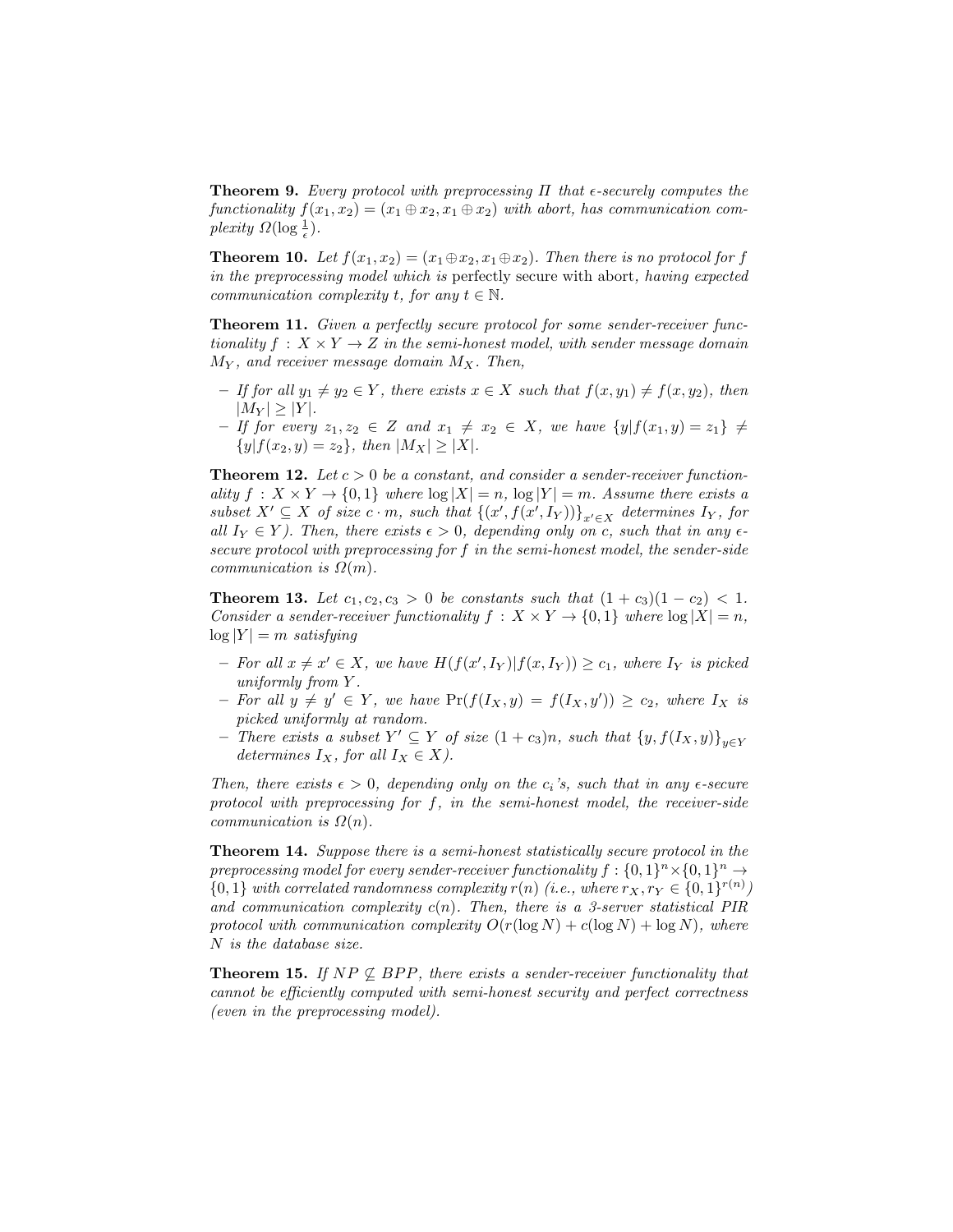**Theorem 9.** *Every protocol with preprocessing $\Pi$ that $\epsilon$-securely computes the functionality $f(x_1, x_2) = (x_1 \oplus x_2, x_1 \oplus x_2)$ with abort, has communication complexity $\Omega(\log \frac{1}{\epsilon})$.*

**Theorem 10.** *Let $f(x_1, x_2) = (x_1 \oplus x_2, x_1 \oplus x_2)$. Then there is no protocol for $f$ in the preprocessing model which is* perfectly secure with abort*, having expected communication complexity $t$, for any $t \in \mathbb{N}$.*

**Theorem 11.** *Given a perfectly secure protocol for some sender-receiver functionality $f : X \times Y \to Z$ in the semi-honest model, with sender message domain $M_Y$, and receiver message domain $M_X$. Then,*

- *If for all $y_1 \neq y_2 \in Y$, there exists $x \in X$ such that $f(x, y_1) \neq f(x, y_2)$, then $|M_Y| \geq |Y|$.*
- *If for every $z_1, z_2 \in Z$ and $x_1 \neq x_2 \in X$, we have $\{y | f(x_1, y) = z_1\} \neq \{y | f(x_2, y) = z_2\}$, then $|M_X| \geq |X|$.*

**Theorem 12.** *Let $c > 0$ be a constant, and consider a sender-receiver functionality $f : X \times Y \to \{0, 1\}$ where $\log |X| = n$, $\log |Y| = m$. Assume there exists a subset $X' \subseteq X$ of size $c \cdot m$, such that $\{(x', f(x', I_Y))\}_{x' \in X}$ determines $I_Y$, for all $I_Y \in Y$). Then, there exists $\epsilon > 0$, depending only on $c$, such that in any $\epsilon$-secure protocol with preprocessing for $f$ in the semi-honest model, the sender-side communication is $\Omega(m)$.*

**Theorem 13.** *Let $c_1, c_2, c_3 > 0$ be constants such that $(1 + c_3)(1 - c_2) < 1$. Consider a sender-receiver functionality $f : X \times Y \to \{0, 1\}$ where $\log |X| = n$, $\log |Y| = m$ satisfying*

- *For all $x \neq x' \in X$, we have $H(f(x', I_Y) | f(x, I_Y)) \geq c_1$, where $I_Y$ is picked uniformly from $Y$.*
- *For all $y \neq y' \in Y$, we have $\Pr(f(I_X, y) = f(I_X, y')) \geq c_2$, where $I_X$ is picked uniformly at random.*
- *There exists a subset $Y' \subseteq Y$ of size $(1 + c_3)n$, such that $\{y, f(I_X, y)\}_{y \in Y}$ determines $I_X$, for all $I_X \in X$).*

*Then, there exists $\epsilon > 0$, depending only on the $c_i$'s, such that in any $\epsilon$-secure protocol with preprocessing for $f$, in the semi-honest model, the receiver-side communication is $\Omega(n)$.*

**Theorem 14.** *Suppose there is a semi-honest statistically secure protocol in the preprocessing model for every sender-receiver functionality $f : \{0, 1\}^n \times \{0, 1\}^n \to \{0, 1\}$ with correlated randomness complexity $r(n)$ (i.e., where $r_X, r_Y \in \{0, 1\}^{r(n)}$) and communication complexity $c(n)$. Then, there is a 3-server statistical PIR protocol with communication complexity $O(r(\log N) + c(\log N) + \log N)$, where $N$ is the database size.*

**Theorem 15.** *If $NP \not\subseteq BPP$, there exists a sender-receiver functionality that cannot be efficiently computed with semi-honest security and perfect correctness (even in the preprocessing model).*